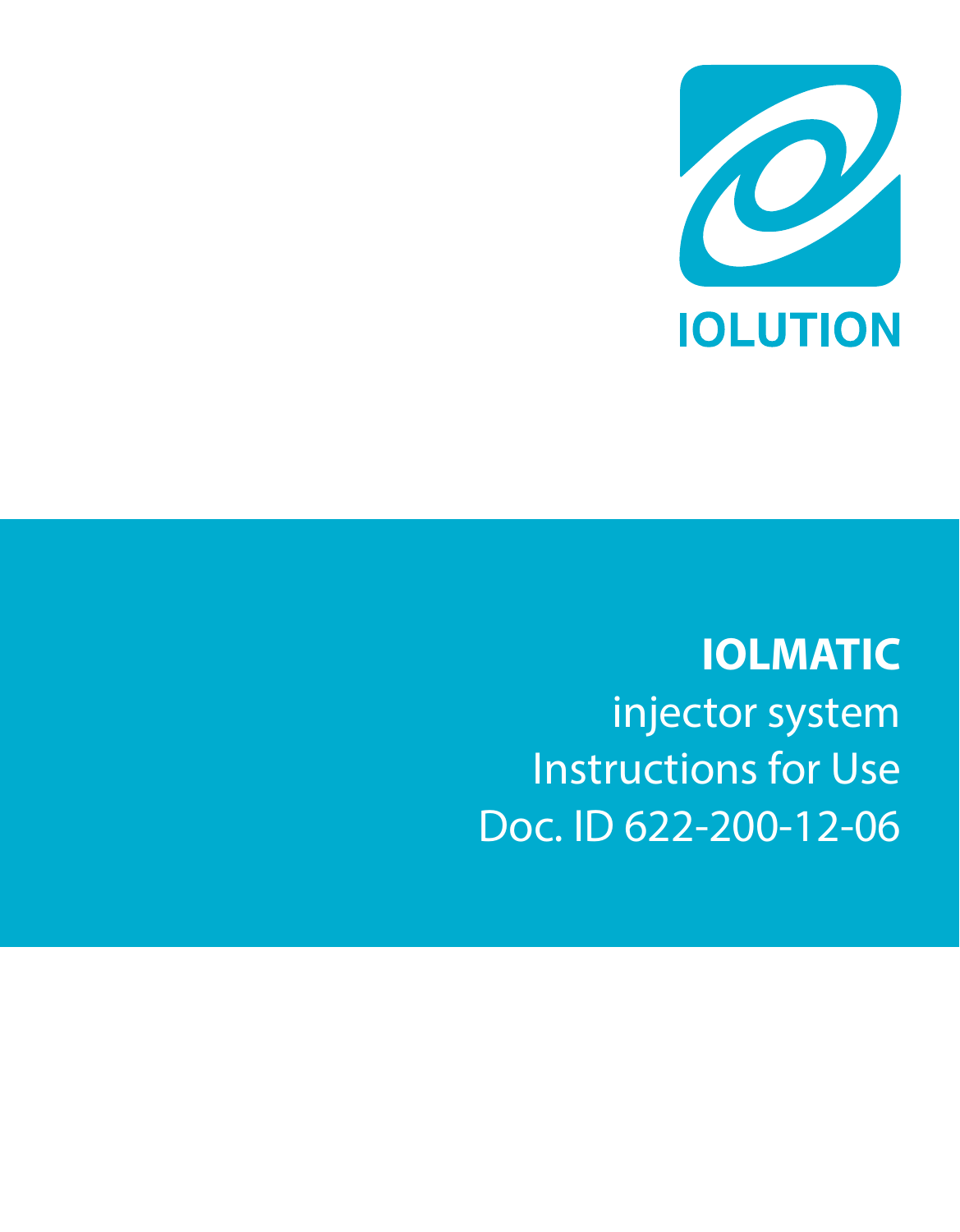IOLUTION

# IOLMATIC

injector system

Instructions for Use

Doc. ID 622-200-12-06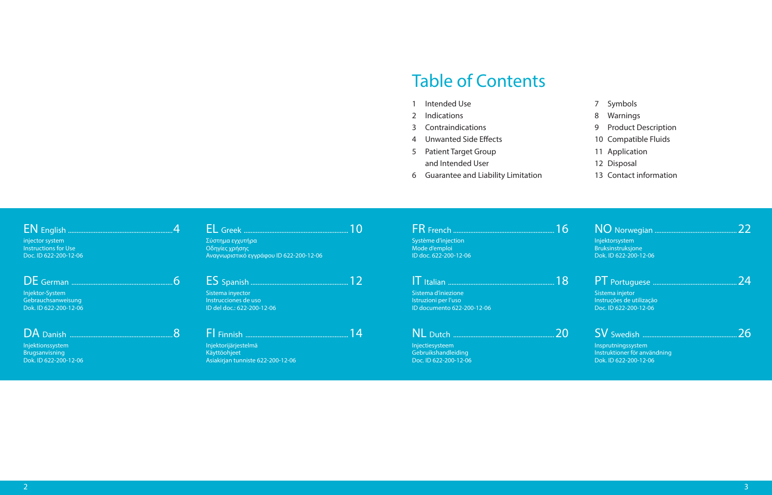# Table of Contents

1 Intended Use
2 Indications
3 Contraindications
4 Unwanted Side Effects
5 Patient Target Group and Intended User
6 Guarantee and Liability Limitation
7 Symbols
8 Warnings
9 Product Description
10 Compatible Fluids
11 Application
12 Disposal
13 Contact information

**EN** English .......... 4
injector system
Instructions for Use
Doc. ID 622-200-12-06

**DE** German .......... 6
Injektor-System
Gebrauchsanweisung
Dok. ID 622-200-12-06

**DA** Danish .......... 8
Injektionssystem
Brugsanvisning
Dok. ID 622-200-12-06

**EL** Greek .......... 10
Σύστημα εγχυτήρα
Οδηγίες χρήσης
Αναγνωριστικό εγγράφου ID 622-200-12-06

**ES** Spanish .......... 12
Sistema inyector
Instrucciones de uso
ID del doc.: 622-200-12-06

**FI** Finnish .......... 14
Injektorijärjestelmä
Käyttöohjeet
Asiakirjan tunniste 622-200-12-06

**FR** French .......... 16
Système d'injection
Mode d'emploi
ID doc. 622-200-12-06

**IT** Italian .......... 18
Sistema d'iniezione
Istruzioni per l'uso
ID documento 622-200-12-06

**NL** Dutch .......... 20
Injectiesysteem
Gebruikshandleiding
Doc. ID 622-200-12-06

**NO** Norwegian .......... 22
Injektorsystem
Bruksinstruksjone
Dok. ID 622-200-12-06

**PT** Portuguese .......... 24
Sistema injetor
Instruções de utilização
Doc. ID 622-200-12-06

**SV** Swedish .......... 26
Insprutningssystem
Instruktioner för användning
Dok. ID 622-200-12-06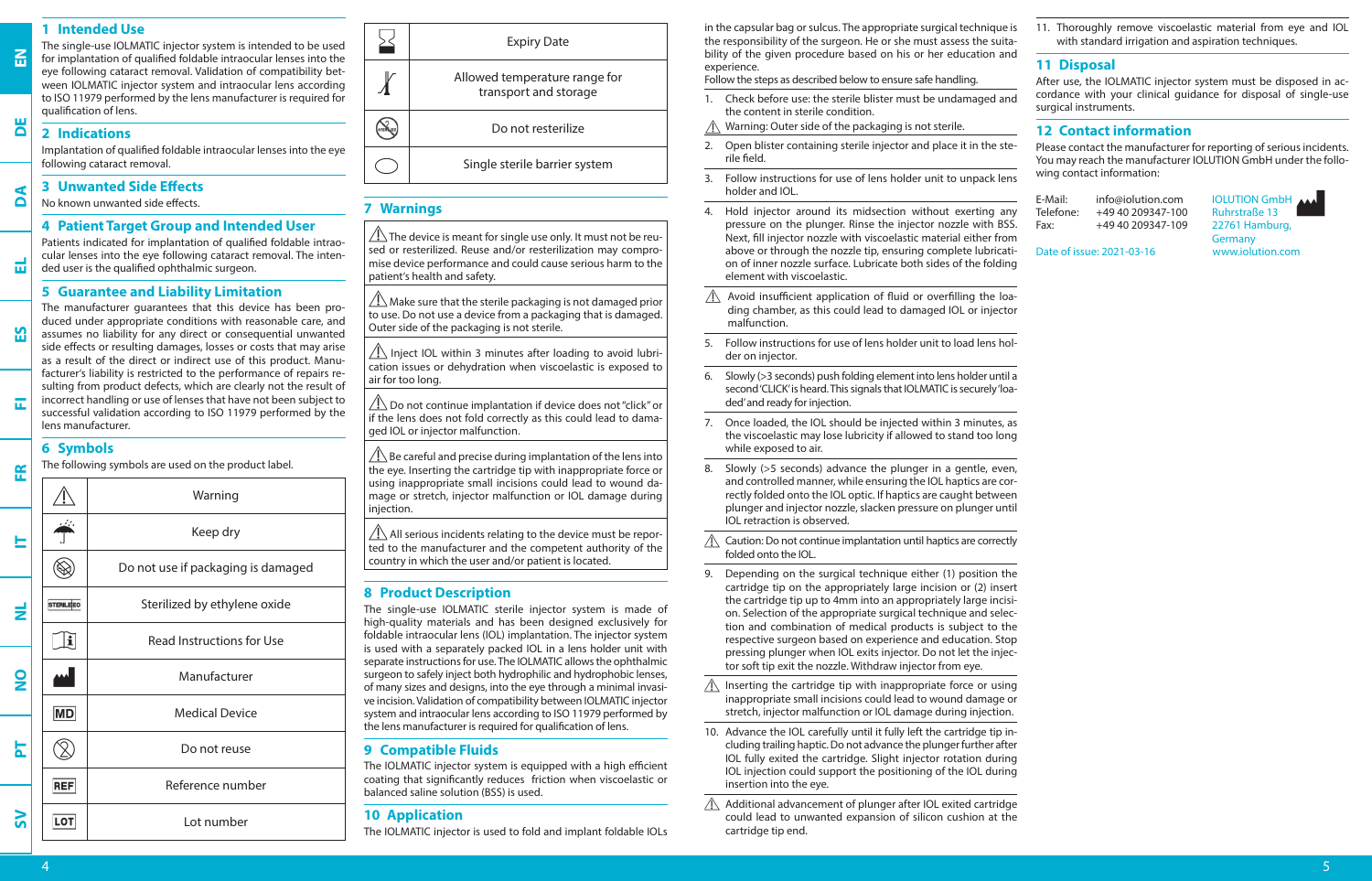## 1 Intended Use

The single-use IOLMATIC injector system is intended to be used for implantation of qualified foldable intraocular lenses into the eye following cataract removal. Validation of compatibility between IOLMATIC injector system and intraocular lens according to ISO 11979 performed by the lens manufacturer is required for qualification of lens.

## 2 Indications

Implantation of qualified foldable intraocular lenses into the eye following cataract removal.

## 3 Unwanted Side Effects

No known unwanted side effects.

## 4 Patient Target Group and Intended User

Patients indicated for implantation of qualified foldable intraocular lenses into the eye following cataract removal. The intended user is the qualified ophthalmic surgeon.

## 5 Guarantee and Liability Limitation

The manufacturer guarantees that this device has been produced under appropriate conditions with reasonable care, and assumes no liability for any direct or consequential unwanted side effects or resulting damages, losses or costs that may arise as a result of the direct or indirect use of this product. Manufacturer's liability is restricted to the performance of repairs resulting from product defects, which are clearly not the result of incorrect handling or use of lenses that have not been subject to successful validation according to ISO 11979 performed by the lens manufacturer.

## 6 Symbols

The following symbols are used on the product label.

| Symbol | Meaning |
|---|---|
| ⚠ | Warning |
| | Keep dry |
| | Do not use if packaging is damaged |
| STERILE EO | Sterilized by ethylene oxide |
| | Read Instructions for Use |
| | Manufacturer |
| MD | Medical Device |
| | Do not reuse |
| REF | Reference number |
| LOT | Lot number |
| | Expiry Date |
| | Allowed temperature range for transport and storage |
| | Do not resterilize |
| | Single sterile barrier system |

## 7 Warnings

⚠ The device is meant for single use only. It must not be reused or resterilized. Reuse and/or resterilization may compromise device performance and could cause serious harm to the patient's health and safety.

⚠ Make sure that the sterile packaging is not damaged prior to use. Do not use a device from a packaging that is damaged. Outer side of the packaging is not sterile.

⚠ Inject IOL within 3 minutes after loading to avoid lubrication issues or dehydration when viscoelastic is exposed to air for too long.

⚠ Do not continue implantation if device does not "click" or if the lens does not fold correctly as this could lead to damaged IOL or injector malfunction.

⚠ Be careful and precise during implantation of the lens into the eye. Inserting the cartridge tip with inappropriate force or using inappropriate small incisions could lead to wound damage or stretch, injector malfunction or IOL damage during injection.

⚠ All serious incidents relating to the device must be reported to the manufacturer and the competent authority of the country in which the user and/or patient is located.

## 8 Product Description

The single-use IOLMATIC sterile injector system is made of high-quality materials and has been designed exclusively for foldable intraocular lens (IOL) implantation. The injector system is used with a separately packed IOL in a lens holder unit with separate instructions for use. The IOLMATIC allows the ophthalmic surgeon to safely inject both hydrophilic and hydrophobic lenses, of many sizes and designs, into the eye through a minimal invasive incision. Validation of compatibility between IOLMATIC injector system and intraocular lens according to ISO 11979 performed by the lens manufacturer is required for qualification of lens.

## 9 Compatible Fluids

The IOLMATIC injector system is equipped with a high efficient coating that significantly reduces friction when viscoelastic or balanced saline solution (BSS) is used.

## 10 Application

The IOLMATIC injector is used to fold and implant foldable IOLs in the capsular bag or sulcus. The appropriate surgical technique is the responsibility of the surgeon. He or she must assess the suitability of the given procedure based on his or her education and experience.

Follow the steps as described below to ensure safe handling.

1. Check before use: the sterile blister must be undamaged and the content in sterile condition.

⚠ Warning: Outer side of the packaging is not sterile.

2. Open blister containing sterile injector and place it in the sterile field.
3. Follow instructions for use of lens holder unit to unpack lens holder and IOL.
4. Hold injector around its midsection without exerting any pressure on the plunger. Rinse the injector nozzle with BSS. Next, fill injector nozzle with viscoelastic material either from above or through the nozzle tip, ensuring complete lubrication of inner nozzle surface. Lubricate both sides of the folding element with viscoelastic.

⚠ Avoid insufficient application of fluid or overfilling the loading chamber, as this could lead to damaged IOL or injector malfunction.

5. Follow instructions for use of lens holder unit to load lens holder on injector.
6. Slowly (>3 seconds) push folding element into lens holder until a second 'CLICK' is heard. This signals that IOLMATIC is securely 'loaded' and ready for injection.
7. Once loaded, the IOL should be injected within 3 minutes, as the viscoelastic may lose lubricity if allowed to stand too long while exposed to air.
8. Slowly (>5 seconds) advance the plunger in a gentle, even, and controlled manner, while ensuring the IOL haptics are correctly folded onto the IOL optic. If haptics are caught between plunger and injector nozzle, slacken pressure on plunger until IOL retraction is observed.

⚠ Caution: Do not continue implantation until haptics are correctly folded onto the IOL.

9. Depending on the surgical technique either (1) position the cartridge tip on the appropriately large incision or (2) insert the cartridge tip up to 4mm into an appropriately large incision. Selection of the appropriate surgical technique and selection and combination of medical products is subject to the respective surgeon based on experience and education. Stop pressing plunger when IOL exits injector. Do not let the injector soft tip exit the nozzle. Withdraw injector from eye.

⚠ Inserting the cartridge tip with inappropriate force or using inappropriate small incisions could lead to wound damage or stretch, injector malfunction or IOL damage during injection.

10. Advance the IOL carefully until it fully left the cartridge tip including trailing haptic. Do not advance the plunger further after IOL fully exited the cartridge. Slight injector rotation during IOL injection could support the positioning of the IOL during insertion into the eye.

⚠ Additional advancement of plunger after IOL exited cartridge could lead to unwanted expansion of silicon cushion at the cartridge tip end.

11. Thoroughly remove viscoelastic material from eye and IOL with standard irrigation and aspiration techniques.

## 11 Disposal

After use, the IOLMATIC injector system must be disposed in accordance with your clinical guidance for disposal of single-use surgical instruments.

## 12 Contact information

Please contact the manufacturer for reporting of serious incidents. You may reach the manufacturer IOLUTION GmbH under the following contact information:

E-Mail: info@iolution.com
Telefone: +49 40 209347-100
Fax: +49 40 209347-109

IOLUTION GmbH
Ruhrstraße 13
22761 Hamburg,
Germany
www.iolution.com

Date of issue: 2021-03-16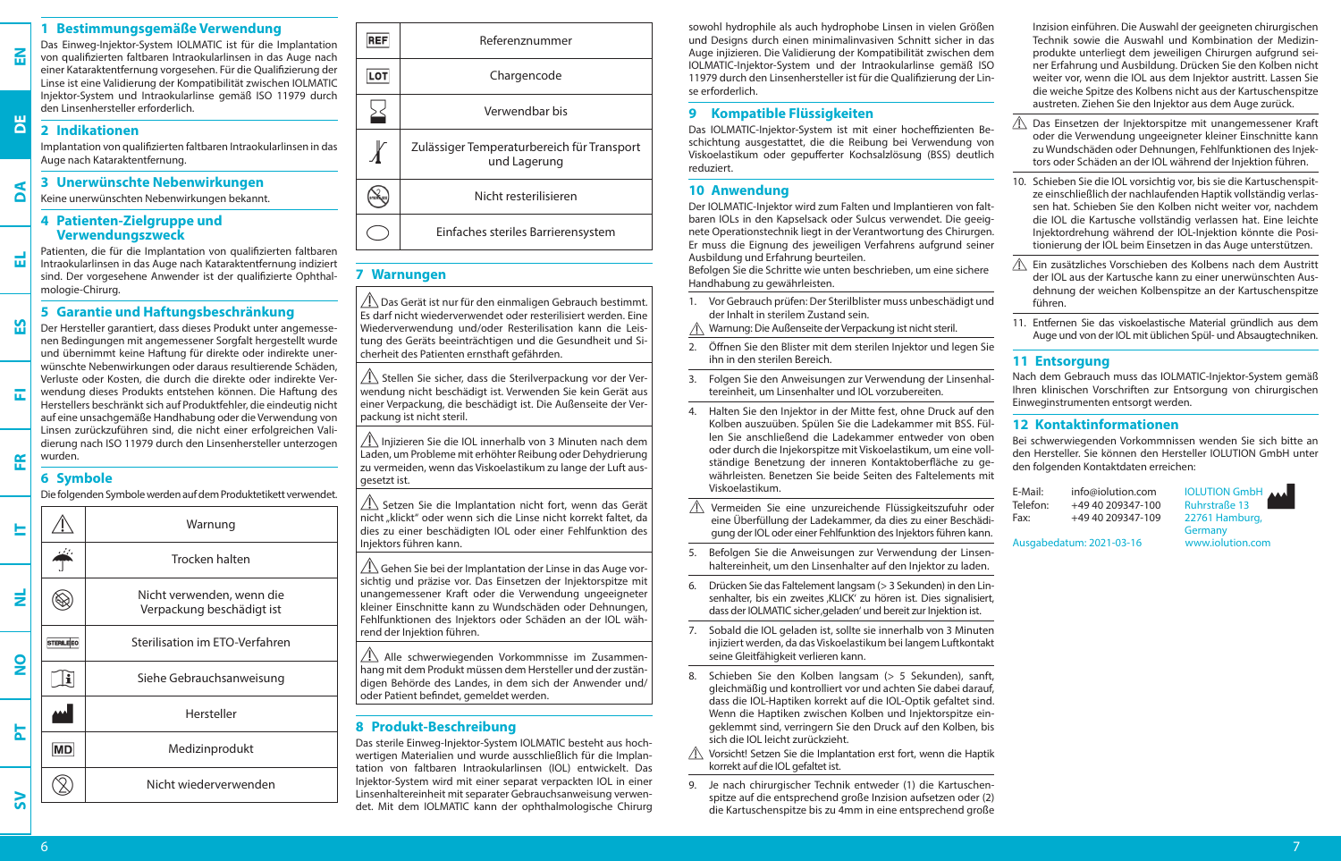## 1 Bestimmungsgemäße Verwendung

Das Einweg-Injektor-System IOLMATIC ist für die Implantation von qualifizierten faltbaren Intraokularlinsen in das Auge nach einer Kataraktentfernung vorgesehen. Für die Qualifizierung der Linse ist eine Validierung der Kompatibilität zwischen IOLMATIC Injektor-System und Intraokularlinse gemäß ISO 11979 durch den Linsenhersteller erforderlich.

## 2 Indikationen

Implantation von qualifizierten faltbaren Intraokularlinsen in das Auge nach Kataraktentfernung.

## 3 Unerwünschte Nebenwirkungen

Keine unerwünschten Nebenwirkungen bekannt.

## 4 Patienten-Zielgruppe und Verwendungszweck

Patienten, die für die Implantation von qualifizierten faltbaren Intraokularlinsen in das Auge nach Kataraktentfernung indiziert sind. Der vorgesehene Anwender ist der qualifizierte Ophthalmologie-Chirurg.

## 5 Garantie und Haftungsbeschränkung

Der Hersteller garantiert, dass dieses Produkt unter angemessenen Bedingungen mit angemessener Sorgfalt hergestellt wurde und übernimmt keine Haftung für direkte oder indirekte unerwünschte Nebenwirkungen oder daraus resultierende Schäden, Verluste oder Kosten, die durch die direkte oder indirekte Verwendung dieses Produkts entstehen können. Die Haftung des Herstellers beschränkt sich auf Produktfehler, die eindeutig nicht auf eine unsachgemäße Handhabung oder die Verwendung von Linsen zurückzuführen sind, die nicht einer erfolgreichen Validierung nach ISO 11979 durch den Linsenhersteller unterzogen wurden.

## 6 Symbole

Die folgenden Symbole werden auf dem Produktetikett verwendet.

| Symbol | Bedeutung |
|---|---|
| ⚠ | Warnung |
| ☂ | Trocken halten |
| | Nicht verwenden, wenn die Verpackung beschädigt ist |
| STERILE EO | Sterilisation im ETO-Verfahren |
| | Siehe Gebrauchsanweisung |
| | Hersteller |
| MD | Medizinprodukt |
| | Nicht wiederverwenden |
| REF | Referenznummer |
| LOT | Chargencode |
| | Verwendbar bis |
| | Zulässiger Temperaturbereich für Transport und Lagerung |
| | Nicht resterilisieren |
| | Einfaches steriles Barrierensystem |

## 7 Warnungen

⚠ Das Gerät ist nur für den einmaligen Gebrauch bestimmt. Es darf nicht wiederverwendet oder resterilisiert werden. Eine Wiederverwendung und/oder Resterilisation kann die Leistung des Geräts beeinträchtigen und die Gesundheit und Sicherheit des Patienten ernsthaft gefährden.

⚠ Stellen Sie sicher, dass die Sterilverpackung vor der Verwendung nicht beschädigt ist. Verwenden Sie kein Gerät aus einer Verpackung, die beschädigt ist. Die Außenseite der Verpackung ist nicht steril.

⚠ Injizieren Sie die IOL innerhalb von 3 Minuten nach dem Laden, um Probleme mit erhöhter Reibung oder Dehydrierung zu vermeiden, wenn das Viskoelastikum zu lange der Luft ausgesetzt ist.

⚠ Setzen Sie die Implantation nicht fort, wenn das Gerät nicht „klickt" oder wenn sich die Linse nicht korrekt faltet, da dies zu einer beschädigten IOL oder einer Fehlfunktion des Injektors führen kann.

⚠ Gehen Sie bei der Implantation der Linse in das Auge vorsichtig und präzise vor. Das Einsetzen der Injektorspitze mit unangemessener Kraft oder die Verwendung ungeeigneter kleiner Einschnitte kann zu Wundschäden oder Dehnungen, Fehlfunktionen des Injektors oder Schäden an der IOL während der Injektion führen.

⚠ Alle schwerwiegenden Vorkommnisse im Zusammenhang mit dem Produkt müssen dem Hersteller und der zuständigen Behörde des Landes, in dem sich der Anwender und/oder Patient befindet, gemeldet werden.

## 8 Produkt-Beschreibung

Das sterile Einweg-Injektor-System IOLMATIC besteht aus hochwertigen Materialien und wurde ausschließlich für die Implantation von faltbaren Intraokularlinsen (IOL) entwickelt. Das Injektor-System wird mit einer separat verpackten IOL in einer Linsenhaltereinheit mit separater Gebrauchsanweisung verwendet. Mit dem IOLMATIC kann der ophthalmologische Chirurg sowohl hydrophile als auch hydrophobe Linsen in vielen Größen und Designs durch einen minimalinvasiven Schnitt sicher in das Auge injizieren. Die Validierung der Kompatibilität zwischen dem IOLMATIC-Injektor-System und der Intraokularlinse gemäß ISO 11979 durch den Linsenhersteller ist für die Qualifizierung der Linse erforderlich.

## 9 Kompatible Flüssigkeiten

Das IOLMATIC-Injektor-System ist mit einer hocheffizienten Beschichtung ausgestattet, die die Reibung bei Verwendung von Viskoelastikum oder gepufferter Kochsalzlösung (BSS) deutlich reduziert.

## 10 Anwendung

Der IOLMATIC-Injektor wird zum Falten und Implantieren von faltbaren IOLs in den Kapselsack oder Sulcus verwendet. Die geeignete Operationstechnik liegt in der Verantwortung des Chirurgen. Er muss die Eignung des jeweiligen Verfahrens aufgrund seiner Ausbildung und Erfahrung beurteilen.
Befolgen Sie die Schritte wie unten beschrieben, um eine sichere Handhabung zu gewährleisten.

1. Vor Gebrauch prüfen: Der Sterilblister muss unbeschädigt und der Inhalt in sterilem Zustand sein.

⚠ Warnung: Die Außenseite der Verpackung ist nicht steril.

2. Öffnen Sie den Blister mit dem sterilen Injektor und legen Sie ihn in den sterilen Bereich.
3. Folgen Sie den Anweisungen zur Verwendung der Linsenhaltereinheit, um Linsenhalter und IOL vorzubereiten.
4. Halten Sie den Injektor in der Mitte fest, ohne Druck auf den Kolben auszuüben. Spülen Sie die Ladekammer mit BSS. Füllen Sie anschließend die Ladekammer entweder von oben oder durch die Injekorspitze mit Viskoelastikum, um eine vollständige Benetzung der inneren Kontaktoberfläche zu gewährleisten. Benetzen Sie beide Seiten des Faltelements mit Viskoelastikum.

⚠ Vermeiden Sie eine unzureichende Flüssigkeitszufuhr oder eine Überfüllung der Ladekammer, da dies zu einer Beschädigung der IOL oder einer Fehlfunktion des Injektors führen kann.

5. Befolgen Sie die Anweisungen zur Verwendung der Linsenhaltereinheit, um den Linsenhalter auf den Injektor zu laden.
6. Drücken Sie das Faltelement langsam (> 3 Sekunden) in den Linsenhalter, bis ein zweites ‚KLICK' zu hören ist. Dies signalisiert, dass der IOLMATIC sicher ‚geladen' und bereit zur Injektion ist.
7. Sobald die IOL geladen ist, sollte sie innerhalb von 3 Minuten injiziert werden, da das Viskoelastikum bei langem Luftkontakt seine Gleitfähigkeit verlieren kann.
8. Schieben Sie den Kolben langsam (> 5 Sekunden), sanft, gleichmäßig und kontrolliert vor und achten Sie dabei darauf, dass die IOL-Haptiken korrekt auf die IOL-Optik gefaltet sind. Wenn die Haptiken zwischen Kolben und Injektorspitze eingeklemmt sind, verringern Sie den Druck auf den Kolben, bis sich die IOL leicht zurückzieht.

⚠ Vorsicht! Setzen Sie die Implantation erst fort, wenn die Haptik korrekt auf die IOL gefaltet ist.

9. Je nach chirurgischer Technik entweder (1) die Kartuschenspitze auf die entsprechend große Inzision aufsetzen oder (2) die Kartuschenspitze bis zu 4mm in eine entsprechend große Inzision einführen. Die Auswahl der geeigneten chirurgischen Technik sowie die Auswahl und Kombination der Medizinprodukte unterliegt dem jeweiligen Chirurgen aufgrund seiner Erfahrung und Ausbildung. Drücken Sie den Kolben nicht weiter vor, wenn die IOL aus dem Injektor austritt. Lassen Sie die weiche Spitze des Kolbens nicht aus der Kartuschenspitze austreten. Ziehen Sie den Injektor aus dem Auge zurück.

⚠ Das Einsetzen der Injektorspitze mit unangemessener Kraft oder die Verwendung ungeeigneter kleiner Einschnitte kann zu Wundschäden oder Dehnungen, Fehlfunktionen des Injektors oder Schäden an der IOL während der Injektion führen.

10. Schieben Sie die IOL vorsichtig vor, bis sie die Kartuschenspitze einschließlich der nachlaufenden Haptik vollständig verlassen hat. Schieben Sie den Kolben nicht weiter vor, nachdem die IOL die Kartusche vollständig verlassen hat. Eine leichte Injektordrehung während der IOL-Injektion könnte die Positionierung der IOL beim Einsetzen in das Auge unterstützen.

⚠ Ein zusätzliches Vorschieben des Kolbens nach dem Austritt der IOL aus der Kartusche kann zu einer unerwünschten Ausdehnung der weichen Kolbenspitze an der Kartuschenspitze führen.

11. Entfernen Sie das viskoelastische Material gründlich aus dem Auge und von der IOL mit üblichen Spül- und Absaugtechniken.

## 11 Entsorgung

Nach dem Gebrauch muss das IOLMATIC-Injektor-System gemäß Ihren klinischen Vorschriften zur Entsorgung von chirurgischen Einweginstrumenten entsorgt werden.

## 12 Kontaktinformationen

Bei schwerwiegenden Vorkommnissen wenden Sie sich bitte an den Hersteller. Sie können den Hersteller IOLUTION GmbH unter den folgenden Kontaktdaten erreichen:

E-Mail: info@iolution.com
Telefon: +49 40 209347-100
Fax: +49 40 209347-109

IOLUTION GmbH
Ruhrstraße 13
22761 Hamburg,
Germany
www.iolution.com

Ausgabedatum: 2021-03-16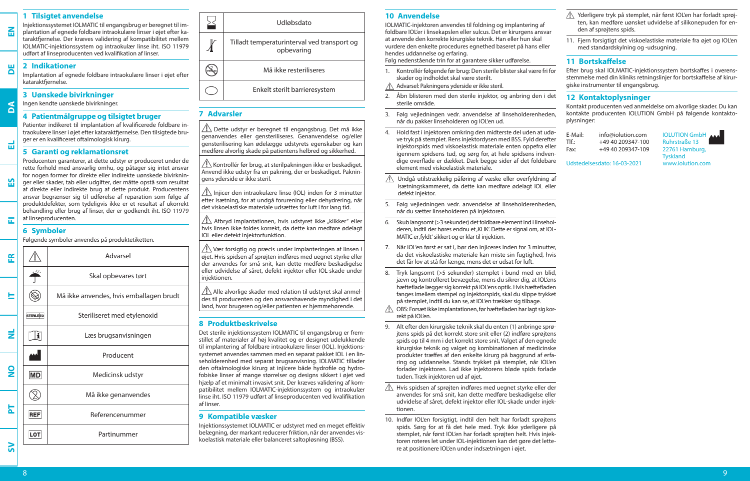## 1 Tilsigtet anvendelse

Injektionssystemet IOLMATIC til engangsbrug er beregnet til implantation af egnede foldbare intraokulære linser i øjet efter kataraktfjernelse. Der kræves validering af kompatibilitet mellem IOLMATIC-injektionssystem og intraokulær linse iht. ISO 11979 udført af linseproducenten ved kvalifikation af linser.

## 2 Indikationer

Implantation af egnede foldbare intraokulære linser i øjet efter kataraktfjernelse.

## 3 Uønskede bivirkninger

Ingen kendte uønskede bivirkninger.

## 4 Patientmålgruppe og tilsigtet bruger

Patienter indikeret til implantation af kvalificerede foldbare intraokulære linser i øjet efter kataraktfjernelse. Den tilsigtede bruger er en kvalificeret oftalmologisk kirurg.

## 5 Garanti og reklamationsret

Producenten garanterer, at dette udstyr er produceret under de rette forhold med ansvarlig omhu, og påtager sig intet ansvar for nogen former for direkte eller indirekte uønskede bivirkninger eller skader, tab eller udgifter, der måtte opstå som resultat af direkte eller indirekte brug af dette produkt. Producentens ansvar begrænser sig til udførelse af reparation som følge af produktdefekter, som tydeligvis ikke er et resultat af ukorrekt behandling eller brug af linser, der er godkendt iht. ISO 11979 af linseproducenten.

## 6 Symboler

Følgende symboler anvendes på produktetiketten.

| Symbol | Betydning |
|---|---|
| ⚠ | Advarsel |
| ☂ | Skal opbevares tørt |
| ⊘ | Må ikke anvendes, hvis emballagen brudt |
| STERILE EO | Steriliseret med etylenoxid |
| i | Læs brugsanvisningen |
| 🏭 | Producent |
| MD | Medicinsk udstyr |
| ⊗ | Må ikke genanvendes |
| REF | Referencenummer |
| LOT | Partinummer |
| ⌛ | Udløbsdato |
| 🌡 | Tilladt temperaturinterval ved transport og opbevaring |
| STERILIZE | Må ikke resteriliseres |
| ⬭ | Enkelt sterilt barrieresystem |

## 7 Advarsler

⚠ Dette udstyr er beregnet til engangsbrug. Det må ikke genanvendes eller gensteriliseres. Genanvendelse og/eller gensterilisering kan ødelægge udstyrets egenskaber og kan medføre alvorlig skade på patientens helbred og sikkerhed.

⚠ Kontrollér før brug, at sterilpakningen ikke er beskadiget. Anvend ikke udstyr fra en pakning, der er beskadiget. Pakningens yderside er ikke steril.

⚠ Injicer den intraokulære linse (IOL) inden for 3 minutter efter isætning, for at undgå forurening eller dehydrering, når det viskoelastiske materiale udsættes for luft i for lang tid.

⚠ Afbryd implantationen, hvis udstyret ikke „klikker" eller hvis linsen ikke foldes korrekt, da dette kan medføre ødelagt IOL eller defekt injektorfunktion.

⚠ Vær forsigtig og præcis under implanteringen af linsen i øjet. Hvis spidsen af sprøjten indføres med uegnet styrke eller der anvendes for små snit, kan dette medføre beskadigelse eller udvidelse af såret, defekt injektor eller IOL-skade under injektionen.

⚠ Alle alvorlige skader med relation til udstyret skal anmeldes til producenten og den ansvarshavende myndighed i det land, hvor brugeren og/eller patienten er hjemmehørende.

## 8 Produktbeskrivelse

Det sterile injektionssystem IOLMATIC til engangsbrug er fremstillet af materialer af høj kvalitet og er designet udelukkende til implantering af foldbare intraokulære linser (IOL). Injektionssystemet anvendes sammen med en separat pakket IOL i en linseholderenhed med separat brugsanvisning. IOLMATIC tillader den oftalmologiske kirurg at injicere både hydrofile og hydrofobiske linser af mange størrelser og designs sikkert i øjet ved hjælp af et minimalt invasivt snit. Der kræves validering af kompatibilitet mellem IOLMATIC-injektionssystem og intraokulær linse iht. ISO 11979 udført af linseproducenten ved kvalifikation af linser.

## 9 Kompatible væsker

Injektionssystemet IOLMATIC er udstyret med en meget effektiv belægning, der markant reducerer friktion, når der anvendes viskoelastisk materiale eller balanceret saltopløsning (BSS).

## 10 Anvendelse

IOLMATIC-injektoren anvendes til foldning og implantering af foldbare IOL'er i linsekapslen eller sulcus. Det er kirurgens ansvar at anvende den korrekte kirurgiske teknik. Han eller hun skal vurdere den enkelte procedures egnethed baseret på hans eller hendes uddannelse og erfaring.
Følg nedenstående trin for at garantere sikker udførelse.

1. Kontrollér følgende før brug: Den sterile blister skal være fri for skader og indholdet skal være sterilt.

⚠ Advarsel: Pakningens yderside er ikke steril.

2. Åbn blisteren med den sterile injektor, og anbring den i det sterile område.
3. Følg vejledningen vedr. anvendelse af linseholderenheden, når du pakker linseholderen og IOL'en ud.
4. Hold fast i injektoren omkring den midterste del uden at udøve tryk på stemplet. Rens injektordysen med BSS. Fyld derefter injektorspids med viskoelastisk materiale enten oppefra eller igennem spidsens tud, og sørg for, at hele spidsens indvendige overflade er dækket. Dæk begge sider af det foldebare element med viskoelastisk materiale.

⚠ Undgå utilstrækkelig påføring af væske eller overfyldning af isætningskammeret, da dette kan medføre ødelagt IOL eller defekt injektor.

5. Følg vejledningen vedr. anvendelse af linseholderenheden, når du sætter linseholderen på injektoren.
6. Skub langsomt (>3 sekunder) det foldbare element ind i linseholderen, indtil der høres endnu et ‚KLIK'. Dette er signal om, at IOLMATIC er ‚fyldt' sikkert og er klar til injektion.
7. Når IOL'en først er sat i, bør den injiceres inden for 3 minutter, da det viskoelastiske materiale kan miste sin fugtighed, hvis det får lov at stå for længe, mens det er udsat for luft.
8. Tryk langsomt (>5 sekunder) stemplet i bund med en blid, jævn og kontrolleret bevægelse, mens du sikrer dig, at IOL'ens hæfteflade lægger sig korrekt på IOL'ens optik. Hvis hæftefladen fanges imellem stemplet og injektorspids, skal du slippe trykket på stemplet, indtil du kan se, at IOL'en trækker sig tilbage.

⚠ OBS: Forsæt ikke implantationen, før hæftefladen har lagt sig korrekt på IOL'en.

9. Alt efter den kirurgiske teknik skal du enten (1) anbringe sprøjtens spids på det korrekt store snit eller (2) indføre sprøjtens spids op til 4 mm i det korrekt store snit. Valget af den egnede kirurgiske teknik og valget og kombinationen af medicinske produkter træffes af den enkelte kirurg på baggrund af erfaring og uddannelse. Standś trykket på stemplet, når IOL'en forlader injektoren. Lad ikke injektorens bløde spids forlade tuden. Træk injektoren ud af øjet.

⚠ Hvis spidsen af sprøjten indføres med uegnet styrke eller der anvendes for små snit, kan dette medføre beskadigelse eller udvidelse af såret, defekt injektor eller IOL-skade under injektionen.

10. Indfør IOL'en forsigtigt, indtil den helt har forladt sprøjtens spids. Sørg for at få det hele med. Tryk ikke yderligere på stemplet, når først IOL'en har forladt sprøjten helt. Hvis injektoren roteres let under IOL-injektionen kan det gøre det lettere at positionere IOL'en under indsætningen i øjet.

⚠ Yderligere tryk på stemplet, når først IOL'en har forladt sprøjten, kan medføre uønsket udvidelse af silikonepuden for enden af sprøjtens spids.

11. Fjern forsigtigt det viskoelastiske materiale fra øjet og IOL'en med standardskylning og -udsugning.

## 11 Bortskaffelse

Efter brug skal IOLMATIC-injektionssystem bortskaffes i overensstemmelse med den kliniks retningslinjer for bortskaffelse af kirurgiske instrumenter til engangsbrug.

## 12 Kontaktoplysninger

Kontakt producenten ved anmeldelse om alvorlige skader. Du kan kontakte producenten IOLUTION GmbH på følgende kontaktoplysninger:

| | |
|---|---|
| E-Mail: | info@iolution.com |
| Tlf.: | +49 40 209347-100 |
| Fax: | +49 40 209347-109 |

IOLUTION GmbH
Ruhrstraße 13
22761 Hamburg,
Tyskland
www.iolution.com

Udstedelsesdato: 16-03-2021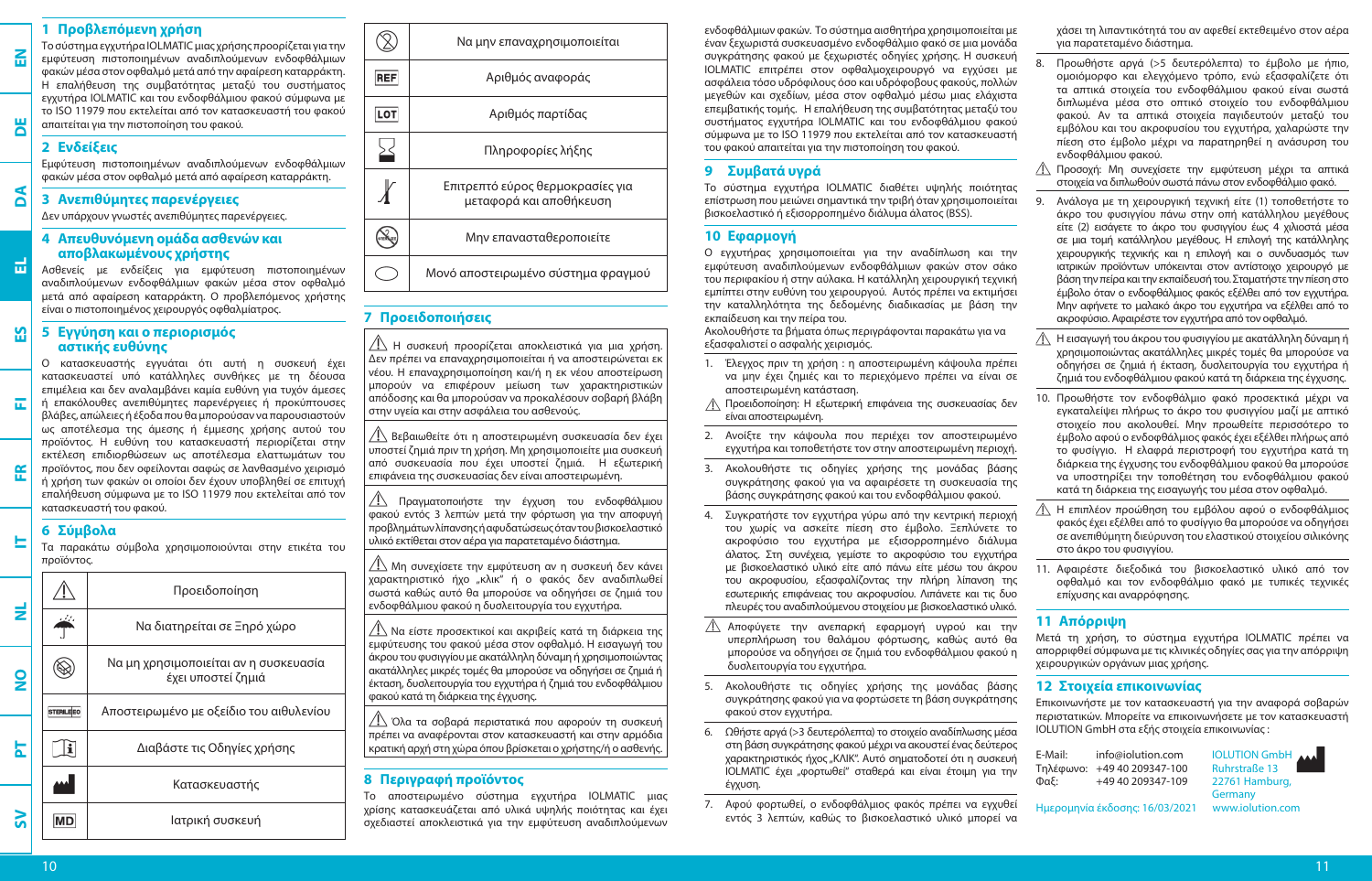## 1 Προβλεπόμενη χρήση

Το σύστημα εγχυτήρα IOLMATIC μιας χρήσης προορίζεται για την εμφύτευση πιστοποιημένων αναδιπλούμενων ενδοφθάλμιων φακών μέσα στον οφθαλμό μετά από την αφαίρεση καταρράκτη. Η επιβεβαίωση της συμβατότητας μεταξύ του συστήματος εγχυτήρα IOLMATIC και του ενδοφθάλμιου φακού σύμφωνα με το ISO 11979 που εκτελείται από τον κατασκευαστή του φακού απαιτείται για την πιστοποίηση του φακού.

## 2 Ενδείξεις

Εμφύτευση πιστοποιημένων αναδιπλούμενων ενδοφθάλμιων φακών μέσα στο οφθαλμό μετά από αφαίρεση καταρράκτη.

## 3 Ανεπιθύμητες παρενέργειες

Δεν υπάρχουν γνωστές ανεπιθύμητες παρενέργειες.

## 4 Απευθυνόμενη ομάδα ασθενών και αποβλακωμένους χρήστης

Ασθενείς με ενδείξεις για εμφύτευση πιστοποιημένων αναδιπλούμενων ενδοφθάλμιων φακών μέσα στον οφθαλμό μετά από αφαίρεση καταρράκτη. Ο προβλεπόμενος χρήστης είναι ο πιστοποιημένος χειρουργός οφθαλμίατρος.

## 5 Εγγύηση και ο περιορισμός αστικής ευθύνης

Ο κατασκευαστής εγγυάται ότι αυτή η συσκευή έχει κατασκευαστεί υπό κατάλληλες συνθήκες με τη δέουσα επιμέλεια και δεν αναλαμβάνει καμία ευθύνη για τυχόν άμεσες ή επακόλουθες ανεπιθύμητες παρενέργειες ή προκύπτουσες βλάβες, απώλειες ή έξοδα που θα μπορούσαν να παρουσιαστούν ως αποτέλεσμα της άμεσης ή έμμεσης χρήσης αυτού του προϊόντος. Η ευθύνη του κατασκευαστή περιορίζεται στην εκτέλεση επιδιορθώσεων ως αποτέλεσμα ελαττωμάτων του προϊόντος, που δεν οφείλονται σαφώς σε λανθασμένο χειρισμό ή χρήση των φακών οι οποίοι δεν έχουν υποβληθεί σε επιτυχή επαλήθευση σύμφωνα με το ISO 11979 που εκτελείται από τον κατασκευαστή του φακού.

## 6 Σύμβολα

Τα παρακάτω σύμβολα χρησιμοποιούνται στην ετικέτα του προϊόντος.

| Σύμβολο | Περιγραφή |
|---|---|
| ⚠ | Προειδοποίηση |
| ☂ | Να διατηρείται σε ξηρό χώρο |
| ⊗ | Να μη χρησιμοποιείται αν η συσκευασία έχει υποστεί ζημιά |
| STERILE EO | Αποστειρωμένο με οξείδιο του αιθυλενίου |
| i | Διαβάστε τις Οδηγίες χρήσης |
| 🏭 | Κατασκευαστής |
| MD | Ιατρική συσκευή |
| ② | Να μην επαναχρησιμοποιείται |
| REF | Αριθμός αναφοράς |
| LOT | Αριθμός παρτίδας |
| ⌛ | Πληροφορίες λήξης |
| 🌡 | Επιτρεπτό εύρος θερμοκρασίες για μεταφορά και αποθήκευση |
| STERILIZE | Μην επαναστειρώνετε |
| ○ | Μονό αποστειρωμένο σύστημα φραγμού |

## 7 Προειδοποιήσεις

⚠ Η συσκευή προορίζεται αποκλειστικά για μια χρήση. Δεν πρέπει να επαναχρησιμοποιείται ή να αποστειρώνεται εκ νέου. Η επαναχρησιμοποίηση και/ή η εκ νέου αποστείρωση μπορούν να επιφέρουν μείωση των χαρακτηριστικών απόδοσης και θα μπορούσαν να προκαλέσουν σοβαρή βλάβη στην υγεία και στην ασφάλεια του ασθενούς.

⚠ Βεβαιωθείτε ότι η αποστειρωμένη συσκευασία δεν έχει υποστεί ζημιά πριν τη χρήση. Μη χρησιμοποιείτε μια συσκευή από συσκευασία που έχει υποστεί ζημιά. Η εξωτερική επιφάνεια της συσκευασίας δεν είναι αποστειρωμένη.

⚠ Πραγματοποιήστε την έγχυση του ενδοφθάλμιου φακού εντός 3 λεπτών μετά την φόρτωση για την αποφυγή προβλημάτων λίπανσης ή αφυδάτωσης όταν του βισκοελαστικό υλικό εκτίθεται στον αέρα για παρατεταμένο διάστημα.

⚠ Μη συνεχίσετε την εμφύτευση αν η συσκευή δεν κάνει χαρακτηριστικό ήχο „κλικ" ή ο φακός δεν αναδιπλωθεί σωστά καθώς αυτό θα μπορούσε να οδηγήσει σε ζημιά του ενδοφθάλμιου φακού η δυσλειτουργία του εγχυτήρα.

⚠ Να είστε προσεκτικοί και ακριβείς κατά τη διάρκεια της εμφύτευσης του φακού μέσα στον οφθαλμό. Η εισαγωγή του άκρου του φυσιγγίου με ακατάλληλη δύναμη ή χρησιμοποιώντας ακατάλληλες μικρές τομές θα μπορούσε να οδηγήσει σε ζημιά ή έκταση, δυσλειτουργία του εγχυτήρα ή ζημιά του ενδοφθάλμιου φακού κατά τη διάρκεια της έγχυσης.

⚠ Όλα τα σοβαρά περιστατικά που αφορούν τη συσκευή πρέπει να αναφέρονται στον κατασκευαστή και στην αρμόδια κρατική αρχή στη χώρα όπου βρίσκεται ο χρήστης/ή ο ασθενής.

## 8 Περιγραφή προϊόντος

Το αποστειρωμένο σύστημα εγχυτήρα IOLMATIC μιας χρήσης κατασκευάζεται από υλικά υψηλής ποιότητας και έχει σχεδιαστεί αποκλειστικά για την εμφύτευση αναδιπλούμενων ενδοφθάλμιων φακών. Το σύστημα αισθητήρα χρησιμοποιείται με έναν ξεχωριστά συσκευασμένο ενδοφθάλμιο φακό σε μια μονάδα συγκράτησης φακού με ξεχωριστές οδηγίες χρήσης. Η συσκευή IOLMATIC επιτρέπει στον οφθαλμοχειρουργό να εγχύσει με ασφάλεια τόσο υδρόφιλους όσο και υδρόφοβους φακούς, πολλών μεγεθών και σχεδίων, μέσα στον οφθαλμό μέσω μιας ελάχιστα επεμβατικής τομής. Η επαλήθευση της συμβατότητας μεταξύ του συστήματος εγχυτήρα IOLMATIC και του ενδοφθάλμιου φακού σύμφωνα με το ISO 11979 που εκτελείται από τον κατασκευαστή του φακού απαιτείται για την πιστοποίηση του φακού.

## 9 Συμβατά υγρά

Το σύστημα εγχυτήρα IOLMATIC διαθέτει υψηλής ποιότητας επίστρωση που μειώνει σημαντικά την τριβή όταν χρησιμοποιείται βισκοελαστικό ή εξισορροπημένο διάλυμα άλατος (BSS).

## 10 Εφαρμογή

Ο εγχυτήρας χρησιμοποιείται για την αναδίπλωση και την εμφύτευση αναδιπλούμενων ενδοφθάλμιων φακών στον σάκο του περιφακίου ή στην αύλακα. Η κατάλληλη χειρουργική τεχνική εμπίπτει στην ευθύνη του χειρουργού. Αυτός πρέπει να εκτιμήσει την καταλληλότητα της δεδομένης διαδικασίας με βάση την εκπαίδευση και την πείρα του.

Ακολουθήστε τα βήματα όπως περιγράφονται παρακάτω για να εξασφαλιστεί ο ασφαλής χειρισμός.

1. Έλεγχος πριν τη χρήση : η αποστειρωμένη κάψουλα πρέπει να μην έχει ζημιές και το περιεχόμενο πρέπει να είναι σε αποστειρωμένη κατάσταση.

⚠ Προειδοποίηση: Η εξωτερική επιφάνεια της συσκευασίας δεν είναι αποστειρωμένη.

2. Ανοίξτε την κάψουλα που περιέχει τον αποστειρωμένο εγχυτήρα και τοποθετήστε τον στην αποστειρωμένη περιοχή.
3. Ακολουθήστε τις οδηγίες χρήσης της μονάδας βάσης συγκράτησης φακού για να αφαιρέσετε τη συσκευασία της βάσης συγκράτησης φακού και του ενδοφθάλμιου φακού.
4. Συγκρατήστε τον εγχυτήρα γύρω από την κεντρική περιοχή του χωρίς να ασκείτε πίεση στο έμβολο. Ξεπλύνετε το ακροφύσιο του εγχυτήρα με εξισορροπημένο διάλυμα άλατος. Στη συνέχεια, γεμίστε το ακροφύσιο του εγχυτήρα με βισκοελαστικό υλικό είτε από πάνω είτε μέσω του άκρου του ακροφυσίου, εξασφαλίζοντας την πλήρη λίπανση της εσωτερικής επιφάνειας του ακροφυσίου. Λιπάνετε και τις δυο πλευρές του αναδιπλούμενου στοιχείου με βισκοελαστικό υλικό.

⚠ Αποφύγετε την ανεπαρκή εφαρμογή υγρού και την υπερπλήρωση του θαλάμου φόρτωσης, καθώς αυτό θα μπορούσε να οδηγήσει σε ζημιά του ενδοφθάλμιου φακού ή δυσλειτουργία του εγχυτήρα.

5. Ακολουθήστε τις οδηγίες χρήσης της μονάδας βάσης συγκράτησης φακού για να φορτώσετε τη βάση συγκράτησης φακού στον εγχυτήρα.
6. Ωθήστε αργά (>3 δευτερόλεπτα) το στοιχείο αναδίπλωσης μέσα στη βάση συγκράτησης φακού μέχρι να ακουστεί ένας δεύτερος χαρακτηριστικός ήχος „ΚΛΙΚ". Αυτό σηματοδοτεί ότι η συσκευή IOLMATIC έχει „φορτωθεί" σταθερά και είναι έτοιμη για την έγχυση.
7. Αφού φορτωθεί, ο ενδοφθάλμιος φακός πρέπει να εγχυθεί εντός 3 λεπτών, καθώς το βισκοελαστικό υλικό μπορεί να χάσει τη λιπαντικότητά του αν αφεθεί εκτεθειμένο στον αέρα για παρατεταμένο διάστημα.
8. Προωθήστε αργά (>5 δευτερόλεπτα) το έμβολο με ήπιο, ομοιόμορφο και ελεγχόμενο τρόπο, ενώ εξασφαλίζετε ότι τα απτικά στοιχεία του ενδοφθάλμιου φακού είναι σωστά διπλωμένα μέσα στο οπτικό στοιχείο του ενδοφθάλμιου φακού. Αν τα απτικά στοιχεία παγιδευτούν μεταξύ του εμβόλου και του ακροφυσίου του εγχυτήρα, χαλαρώστε την πίεση στο έμβολο μέχρι να παρατηρηθεί η ανάσυρση του ενδοφθάλμιου φακού.

⚠ Προσοχή: Μη συνεχίσετε την εμφύτευση μέχρι τα απτικά στοιχεία να διπλωθούν σωστά πάνω στον ενδοφθάλμιο φακό.

9. Ανάλογα με τη χειρουργική τεχνική είτε (1) τοποθετήστε το άκρο του φυσιγγίου πάνω στην οπή κατάλληλου μεγέθους είτε (2) εισάγετε το άκρο του φυσιγγίου έως 4 χιλιοστά μέσα σε μια τομή κατάλληλου μεγέθους. Η επιλογή της κατάλληλης χειρουργικής τεχνικής και η επιλογή και ο συνδυασμός των ιατρικών προϊόντων υπόκειται στον αντίστοιχο χειρουργό με βάση την πείρα και την εκπαίδευσή του. Σταματήστε την πίεση στο έμβολο όταν ο ενδοφθάλμιος φακός εξέλθει από τον εγχυτήρα. Μην αφήνετε το μαλακό άκρο του εγχυτήρα να εξέλθει από το ακροφύσιο. Αφαιρέστε τον εγχυτήρα από τον οφθαλμό.

⚠ Η εισαγωγή του άκρου του φυσιγγίου με ακατάλληλη δύναμη ή χρησιμοποιώντας ακατάλληλες μικρές τομές θα μπορούσε να οδηγήσει σε ζημιά ή έκταση, δυσλειτουργία του εγχυτήρα ή ζημιά του ενδοφθάλμιου φακού κατά τη διάρκεια της έγχυσης.

10. Προωθήστε τον ενδοφθάλμιο φακό προσεκτικά μέχρι να εγκαταλείψει πλήρως το άκρο του φυσιγγίου μαζί με απτικό στοιχείο που ακολουθεί. Μην προωθείτε περισσότερο το έμβολο αφού ο ενδοφθάλμιος φακός έχει εξέλθει πλήρως από το φυσίγγιο. Η ελαφρά περιστροφή του εγχυτήρα κατά τη διάρκεια της έγχυσης του ενδοφθάλμιου φακού θα μπορούσε να υποστηρίξει την τοποθέτηση του ενδοφθάλμιου φακού κατά τη διάρκεια της εισαγωγής του μέσα στον οφθαλμό.

⚠ Η επιπλέον προώθηση του εμβόλου αφού ο ενδοφθάλμιος φακός έχει εξέλθει από το φυσίγγιο θα μπορούσε να οδηγήσει σε ανεπιθύμητη διεύρυνση του ελαστικού στοιχείου σιλικόνης στο άκρο του φυσιγγίου.

11. Αφαιρέστε διεξοδικά του βισκοελαστικό υλικό από τον οφθαλμό και τον ενδοφθάλμιο φακό με τυπικές τεχνικές επίχυσης και αναρρόφησης.

## 11 Απόρριψη

Μετά τη χρήση, το σύστημα εγχυτήρα IOLMATIC πρέπει να απορριφθεί σύμφωνα με τις κλινικές οδηγίες σας για την απόρριψη χειρουργικών οργάνων μιας χρήσης.

## 12 Στοιχεία επικοινωνίας

Επικοινωνήστε με τον κατασκευαστή για την αναφορά σοβαρών περιστατικών. Μπορείτε να επικοινωνήσετε με τον κατασκευαστή IOLUTION GmbH στα εξής στοιχεία επικοινωνίας :

E-Mail: info@iolution.com
Τηλέφωνο: +49 40 209347-100
Φαξ: +49 40 209347-109

IOLUTION GmbH
Ruhrstraße 13
22761 Hamburg,
Germany
www.iolution.com

Ημερομηνία έκδοσης: 16/03/2021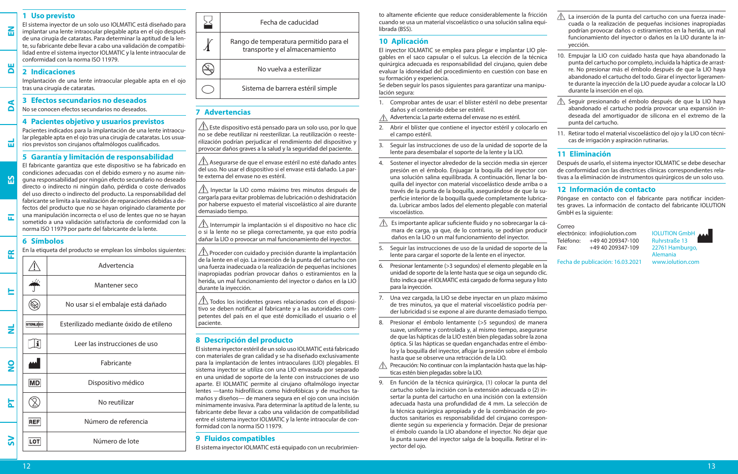## 1 Uso previsto

El sistema inyector de un solo uso IOLMATIC está diseñado para implantar una lente intraocular plegable apta en el ojo después de una cirugía de cataratas. Para determinar la aptitud de la lente, su fabricante debe llevar a cabo una validación de compatibilidad entre el sistema inyector IOLMATIC y la lente intraocular de conformidad con la norma ISO 11979.

## 2 Indicaciones

Implantación de una lente intraocular plegable apta en el ojo tras una cirugía de cataratas.

## 3 Efectos secundarios no deseados

No se conocen efectos secundarios no deseados.

## 4 Pacientes objetivo y usuarios previstos

Pacientes indicados para la implantación de una lente intraocular plegable apta en el ojo tras una cirugía de cataratas. Los usuarios previstos son cirujanos oftalmólogos cualificados.

## 5 Garantía y limitación de responsabilidad

El fabricante garantiza que este dispositivo se ha fabricado en condiciones adecuadas con el debido esmero y no asume ninguna responsabilidad por ningún efecto secundario no deseado directo o indirecto ni ningún daño, pérdida o coste derivados del uso directo o indirecto del producto. La responsabilidad del fabricante se limita a la realización de reparaciones debidas a defectos del producto que no se hayan originado claramente por una manipulación incorrecta o el uso de lentes que no se hayan sometido a una validación satisfactoria de conformidad con la norma ISO 11979 por parte del fabricante de la lente.

## 6 Símbolos

En la etiqueta del producto se emplean los símbolos siguientes:

| Símbolo | Significado |
|---|---|
| ⚠ | Advertencia |
| | Mantener seco |
| | No usar si el embalaje está dañado |
| STERILE EO | Esterilizado mediante óxido de etileno |
| | Leer las instrucciones de uso |
| | Fabricante |
| MD | Dispositivo médico |
| | No reutilizar |
| REF | Número de referencia |
| LOT | Número de lote |
| | Fecha de caducidad |
| | Rango de temperatura permitido para el transporte y el almacenamiento |
| | No vuelva a esterilizar |
| | Sistema de barrera estéril simple |

## 7 Advertencias

⚠ Este dispositivo está pensado para un solo uso, por lo que no se debe reutilizar ni reesterilizar. La reutilización o reesterilización podrían perjudicar el rendimiento del dispositivo y provocar daños graves a la salud y la seguridad del paciente.

⚠ Asegurarse de que el envase estéril no esté dañado antes del uso. No usar el dispositivo si el envase está dañado. La parte externa del envase no es estéril.

⚠ Inyectar la LIO como máximo tres minutos después de cargarla para evitar problemas de lubricación o deshidratación por haberse expuesto el material viscoelástico al aire durante demasiado tiempo.

⚠ Interrumpir la implantación si el dispositivo no hace clic o si la lente no se pliega correctamente, ya que esto podría dañar la LIO o provocar un mal funcionamiento del inyector.

⚠ Proceder con cuidado y precisión durante la implantación de la lente en el ojo. La inserción de la punta del cartucho con una fuerza inadecuada o la realización de pequeñas incisiones inapropiadas podrían provocar daños o estiramientos en la herida, un mal funcionamiento del inyector o daños en la LIO durante la inyección.

⚠ Todos los incidentes graves relacionados con el dispositivo se deben notificar al fabricante y a las autoridades competentes del país en el que esté domiciliado el usuario o el paciente.

## 8 Descripción del producto

El sistema inyector estéril de un solo uso IOLMATIC está fabricado con materiales de gran calidad y se ha diseñado exclusivamente para la implantación de lentes intraoculares (LIO) plegables. El sistema inyector se utiliza con una LIO envasada por separado en una unidad de soporte de la lente con instrucciones de uso aparte. El IOLMATIC permite al cirujano oftalmólogo inyectar lentes —tanto hidrofílicas como hidrofóbicas y de muchos tamaños y diseños— de manera segura en el ojo con una incisión mínimamente invasiva. Para determinar la aptitud de la lente, su fabricante debe llevar a cabo una validación de compatibilidad entre el sistema inyector IOLMATIC y la lente intraocular de conformidad con la norma ISO 11979.

## 9 Fluidos compatibles

El sistema inyector IOLMATIC está equipado con un recubrimiento altamente eficiente que reduce considerablemente la fricción cuando se usa un material viscoelástico o una solución salina equilibrada (BSS).

## 10 Aplicación

El inyector IOLMATIC se emplea para plegar e implantar LIO plegables en el saco capsular o el sulcus. La elección de la técnica quirúrgica adecuada es responsabilidad del cirujano, quien debe evaluar la idoneidad del procedimiento en cuestión con base en su formación y experiencia.

Se deben seguir los pasos siguientes para garantizar una manipulación segura:

1. Comprobar antes de usar: el blíster estéril no debe presentar daños y el contenido debe ser estéril.
   ⚠ Advertencia: La parte externa del envase no es estéril.
2. Abrir el blíster que contiene el inyector estéril y colocarlo en el campo estéril.
3. Seguir las instrucciones de uso de la unidad de soporte de la lente para desembalar el soporte de la lente y la LIO.
4. Sostener el inyector alrededor de la sección media sin ejercer presión en el émbolo. Enjuagar la boquilla del inyector con una solución salina equilibrada. A continuación, llenar la boquilla del inyector con material viscoelástico desde arriba o a través de la punta de la boquilla, asegurándose de que la superficie interior de la boquilla quede completamente lubricada. Lubricar ambos lados del elemento plegable con material viscoelástico.
   ⚠ Es importante aplicar suficiente fluido y no sobrecargar la cámara de carga, ya que, de lo contrario, se podrían producir daños en la LIO o un mal funcionamiento del inyector.
5. Seguir las instrucciones de uso de la unidad de soporte de la lente para cargar el soporte de la lente en el inyector.
6. Presionar lentamente (>3 segundos) el elemento plegable en la unidad de soporte de la lente hasta que se oiga un segundo clic. Esto indica que el IOLMATIC está cargado de forma segura y listo para la inyección.
7. Una vez cargada, la LIO se debe inyectar en un plazo máximo de tres minutos, ya que el material viscoelástico podría perder lubricidad si se expone al aire durante demasiado tiempo.
8. Presionar el émbolo lentamente (>5 segundos) de manera suave, uniforme y controlada y, al mismo tiempo, asegurarse de que las hápticas de la LIO estén bien plegadas sobre la zona óptica. Si las hápticas se quedan enganchadas entre el émbolo y la boquilla del inyector, aflojar la presión sobre el émbolo hasta que se observe una retracción de la LIO.
   ⚠ Precaución: No continuar con la implantación hasta que las hápticas estén bien plegadas sobre la LIO.
9. En función de la técnica quirúrgica, (1) colocar la punta del cartucho sobre la incisión con la extensión adecuada o (2) insertar la punta del cartucho en una incisión con la extensión adecuada hasta una profundidad de 4 mm. La selección de la técnica quirúrgica apropiada y de la combinación de productos sanitarios es responsabilidad del cirujano correspondiente según su experiencia y formación. Dejar de presionar el émbolo cuando la LIO abandone el inyector. No dejar que la punta suave del inyector salga de la boquilla. Retirar el inyector del ojo.
   ⚠ La inserción de la punta del cartucho con una fuerza inadecuada o la realización de pequeñas incisiones inapropiadas podrían provocar daños o estiramientos en la herida, un mal funcionamiento del inyector o daños en la LIO durante la inyección.
10. Empujar la LIO con cuidado hasta que haya abandonado la punta del cartucho por completo, incluida la háptica de arrastre. No presionar más el émbolo después de que la LIO haya abandonado el cartucho del todo. Girar el inyector ligeramente durante la inyección de la LIO puede ayudar a colocar la LIO durante la inserción en el ojo.
    ⚠ Seguir presionando el émbolo después de que la LIO haya abandonado el cartucho podría provocar una expansión indeseada del amortiguador de silicona en el extremo de la punta del cartucho.
11. Retirar todo el material viscoelástico del ojo y la LIO con técnicas de irrigación y aspiración rutinarias.

## 11 Eliminación

Después de usarlo, el sistema inyector IOLMATIC se debe desechar de conformidad con las directrices clínicas correspondientes relativas a la eliminación de instrumentos quirúrgicos de un solo uso.

## 12 Información de contacto

Póngase en contacto con el fabricante para notificar incidentes graves. La información de contacto del fabricante IOLUTION GmbH es la siguiente:

Correo electrónico: info@iolution.com
Teléfono: +49 40 209347-100
Fax: +49 40 209347-109

IOLUTION GmbH
Ruhrstraße 13
22761 Hamburgo, Alemania
www.iolution.com

Fecha de publicación: 16.03.2021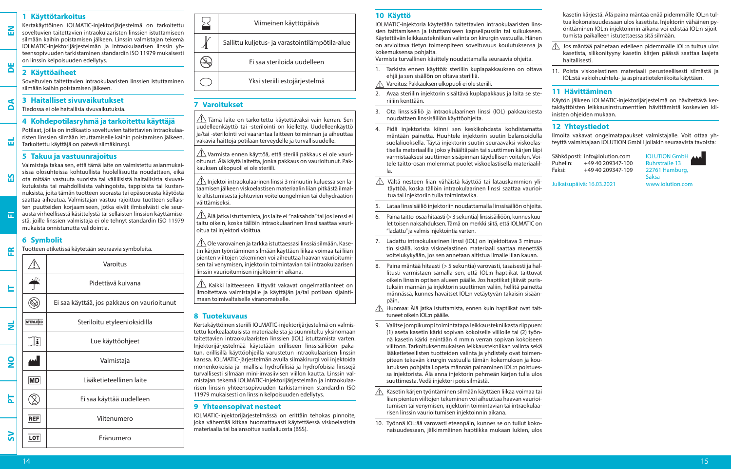## 1 Käyttötarkoitus

Kertakäyttöinen IOLMATIC-injektorijärjestelmä on tarkoitettu soveltuvien taitettavien intraokulaaristen linssien istuttamiseen silmään kaihin poistamisen jälkeen. Linssin valmistajan tekemä IOLMATIC-injektorijärjestelmän ja intraokulaarisen linssin yhteensopivuuden tarkistaminen standardin ISO 11979 mukaisesti on linssin kelpoisuuden edellytys.

## 2 Käyttöaiheet

Soveltuvien taitettavien intraokulaaristen linssien istuttaminen silmään kaihin poistamisen jälkeen.

## 3 Haitalliset sivuvaikutukset

Tiedossa ei ole haitallisia sivuvaikutuksia.

## 4 Kohdepotilasryhmä ja tarkoitettu käyttäjä

Potilaat, joilla on indikaatio soveltuvien taitettavien intraokulaaristen linssien silmään istuttamiselle kaihin poistamisen jälkeen. Tarkoitettu käyttäjä on pätevä silmäkirurgi.

## 5 Takuu ja vastuunrajoitus

Valmistaja takaa sen, että tämä laite on valmistettu asianmukaisissa olosuhteissa kohtuullista huolellisuutta noudattaen, eikä ota mitään vastuuta suorista tai välillisistä haitallisista sivuvaikutuksista tai mahdollisista vahingoista, tappioista tai kustannuksista, joita tämän tuotteen suorasta tai epäsuorasta käytöstä saattaa aiheutua. Valmistajan vastuu rajoittuu tuotteen sellaisten puutteiden korjaamiseen, jotka eivät ilmeisesti ole seurausta virheellisestä käsittelystä tai sellaisten linssien käyttämisestä, joille linssien valmistaja ei ole tehnyt standardin ISO 11979 mukaista onnistunutta validointia.

## 6 Symbolit

Tuotteen etiketissä käytetään seuraavia symboleita.

| Symboli | Merkitys |
|---|---|
| ⚠ | Varoitus |
| | Pidettävä kuivana |
| | Ei saa käyttää, jos pakkaus on vaurioitunut |
| STERILE EO | Steriloitu etyleenioksidilla |
| | Lue käyttöohjeet |
| | Valmistaja |
| MD | Lääketieteellinen laite |
| | Ei saa käyttää uudelleen |
| REF | Viitenumero |
| LOT | Eränumero |
| | Viimeinen käyttöpäivä |
| | Sallittu kuljetus- ja varastointilämpötila-alue |
| | Ei saa steriloida uudelleen |
| | Yksi steriili estojärjestelmä |

## 7 Varoitukset

⚠ Tämä laite on tarkoitettu käytettäväksi vain kerran. Sen uudelleenkäyttö tai -sterilointi on kielletty. Uudelleenkäyttö ja/tai -sterilointi voi vaarantaa laitteen toiminnan ja aiheuttaa vakavia haittoja potilaan terveydelle ja turvallisuudelle.

⚠ Varmista ennen käyttöä, että steriili pakkaus ei ole vaurioitunut. Älä käytä laitetta, jonka pakkaus on vaurioitunut. Pakkauksen ulkopuoli ei ole steriili.

⚠ Injektoi intraokulaarinen linssi 3 minuutin kuluessa sen lataamisen jälkeen viskoelastisen materiaalin liian pitkästä ilmalle altistumisesta johtuvien voiteluongelmien tai dehydraation välttämiseksi.

⚠ Älä jatka istuttamista, jos laite ei "naksahda" tai jos linssi ei taitu oikein, koska tällöin intraokulaarinen linssi saattaa vaurioitua tai injektori viottua.

⚠ Ole varovainen ja tarkka istuttaessasi linssiä silmään. Kasetin kärjen työntäminen silmään käyttäen liikaa voimaa tai liian pienten viiltojen tekeminen voi aiheuttaa haavan vaurioitumisen tai venymisen, injektorin toimintavian tai intraokulaarisen linssin vaurioitumisen injektoinnin aikana.

⚠ Kaikki laitteeseen liittyvät vakavat ongelmatilanteet on ilmoitettava valmistajalle ja käyttäjän ja/tai potilaan sijaintimaan toimivaltaiselle viranomaiselle.

## 8 Tuotekuvaus

Kertakäyttöinen steriili IOLMATIC-injektorijärjestelmä on valmistettu korkealaatuisista materiaaleista ja suunniteltu yksinomaan taitettavien intraokulaaristen linssien (IOL) istuttamista varten. Injektorijärjestelmää käytetään erilliseen linssisäiliöön pakatun, erillisillä käyttöohjeilla varustetun intraokulaarisen linssin kanssa. IOLMATIC-järjestelmän avulla silmäkirurgi voi injektoida monenkokoisia ja -mallisia hydrofiilisiä ja hydrofobisia linssejä turvallisesti silmään mini-invasiivisen viillon kautta. Linssin valmistajan tekemä IOLMATIC-injektorijärjestelmän ja intraokulaarisen linssin yhteensopivuuden tarkistaminen standardin ISO 11979 mukaisesti on linssin kelpoisuuden edellytys.

## 9 Yhteensopivat nesteet

IOLMATIC-injektorijärjestelmässä on erittäin tehokas pinnoite, joka vähentää kitkaa huomattavasti käytettäessä viskoelastista materiaalia tai balansoitua suolaliuosta (BSS).

## 10 Käyttö

IOLMATIC-injektoria käytetään taitettavien intraokulaaristen linssien taittamiseen ja istuttamiseen kapselipussiin tai sulkukseen. Käytettävän leikkaustekniikan valinta on kirurgin vastuulla. Hänen on arvioitava tietyn toimenpiteen soveltuvuus koulutuksensa ja kokemuksensa pohjalta.
Varmista turvallinen käsittely noudattamalla seuraavia ohjeita.

1. Tarkista ennen käyttöä: steriilin kuplapakkauksen on oltava ehjä ja sen sisällön on oltava steriiliä.
⚠ Varoitus: Pakkauksen ulkopuoli ei ole steriili.
2. Avaa steriilin injektorin sisältävä kuplapakkaus ja laita se steriiliin kenttään.
3. Ota linssisäiliö ja intraokulaarinen linssi (IOL) pakkauksesta noudattaen linssisäiliön käyttöohjeita.
4. Pidä injektoria kiinni sen keskikohdasta kohdistamatta mäntään painetta. Huuhtele injektorin suutin balansoidulla suolaliuoksella. Täytä injektorin suutin seuraavaksi viskoelastisella materiaalilla joko ylhäältäpäin tai suuttimen kärjen läpi varmistaaksesi suuttimen sisäpinnan täydellisen voitelun. Voitele taitto-osan molemmat puolet viskoelastisella materiaalilla.
⚠ Vältä nesteen liian vähäistä käyttöä tai latauskammion ylitäyttöä, koska tällöin intraokulaarinen linssi saattaa vaurioitua tai injektoriin tulla toimintavika.
5. Lataa linssisäiliö injektoriin noudattamalla linssisäiliön ohjeita.
6. Paina taitto-osaa hitaasti (> 3 sekuntia) linssisäiliöön, kunnes kuulet toisen naksahduksen. Tämä on merkki siitä, että IOLMATIC on "ladattu" ja valmis injektointia varten.
7. Ladattu intraokulaarinen linssi (IOL) on injektoitava 3 minuutin sisällä, koska viskoelastinen materiaali saattaa menettää voitelukykyään, jos sen annetaan altistua ilmalle liian kauan.
8. Paina mäntää hitaasti (> 5 sekuntia) varovasti, tasaisesti ja hallitusti varmistaen samalla sen, että IOL:n haptiikat taittuvat oikein linssin optisen alueen päälle. Jos haptiikat jäävät puristuksiin männän ja injektorin suuttimen väliin, hellitä painetta männässä, kunnes havaitset IOL:n vetäytyvän takaisin sisäänpäin.
⚠ Huomaa: Älä jatka istuttamista, ennen kuin haptiikat ovat taittuneet oikein IOL:n päälle.
9. Valitse jompikumpi toimintatapa leikkaustekniikasta riippuen: (1) aseta kasetin kärki sopivan kokoiselle viillolle tai (2) työnnä kasetin kärki enintään 4 mm:n verran sopivan kokoiseen viiltoon. Tarkoituksenmukaisen leikkaustekniikan valinta sekä lääketieteellisten tuotteiden valinta ja yhdistely ovat toimenpiteen tekevän kirurgin vastuulla tämän kokemuksen ja koulutuksen pohjalta Lopeta männän painaminen IOL:n poistuessa injektorista. Älä anna injektorin pehmeän kärjen tulla ulos suuttimesta. Vedä injektori pois silmästä.
⚠ Kasetin kärjen työntäminen silmään käyttäen liikaa voimaa tai liian pienten viiltojen tekeminen voi aiheuttaa haavan vaurioitumisen tai venymisen, injektorin toimintavian tai intraokulaarisen linssin vaurioitumisen injektoinnin aikana.
10. Työnnä IOL:ää varovasti eteenpäin, kunnes se on tullut kokonaisuudessaan, jälkimmäinen haptiikka mukaan lukien, ulos kasetin kärjestä. Älä paina mäntää enää pidemmälle IOL:n tultua kokonaisuudessaan ulos kasetista. Injektorin vähäinen pyörittäminen IOL:n injektoinnin aikana voi edistää IOL:n sijoittumista paikalleen istutettaessa sitä silmään.
⚠ Jos mäntää painetaan edelleen pidemmälle IOL:n tultua ulos kasetista, silikonityyny kasetin kärjen päässä saattaa laajeta haitallisesti.
11. Poista viskoelastinen materiaali perusteellisesti silmästä ja IOL:stä vakiohuuhtelu- ja aspiraatiotekniikoita käyttäen.

## 11 Hävittäminen

Käytön jälkeen IOLMATIC-injektorijärjestelmä on hävitettävä kertakäyttöisten leikkausinstrumenttien hävittämistä koskevien kliinisten ohjeiden mukaan.

## 12 Yhteystiedot

Ilmoita vakavat ongelmatapaukset valmistajalle. Voit ottaa yhteyttä valmistajaan IOLUTION GmbH jollakin seuraavista tavoista:

Sähköposti: info@iolution.com
Puhelin: +49 40 209347-100
Faksi: +49 40 209347-109

IOLUTION GmbH
Ruhrstraße 13
22761 Hamburg,
Saksa
www.iolution.com

Julkaisupäivä: 16.03.2021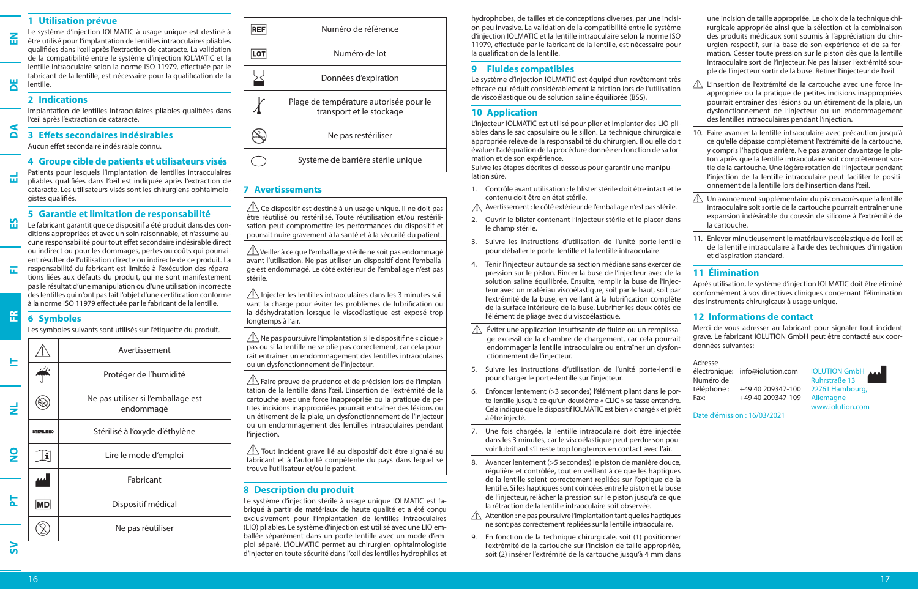## 1 Utilisation prévue

Le système d'injection IOLMATIC à usage unique est destiné à être utilisé pour l'implantation de lentilles intraoculaires pliables qualifiées dans l'œil après l'extraction de cataracte. La validation de la compatibilité entre le système d'injection IOLMATIC et la lentille intraoculaire selon la norme ISO 11979, effectuée par le fabricant de la lentille, est nécessaire pour la qualification de la lentille.

## 2 Indications

Implantation de lentilles intraoculaires pliables qualifiées dans l'œil après l'extraction de cataracte.

## 3 Effets secondaires indésirables

Aucun effet secondaire indésirable connu.

## 4 Groupe cible de patients et utilisateurs visés

Patients pour lesquels l'implantation de lentilles intraoculaires pliables qualifiées dans l'œil est indiquée après l'extraction de cataracte. Les utilisateurs visés sont les chirurgiens ophtalmologistes qualifiés.

## 5 Garantie et limitation de responsabilité

Le fabricant garantit que ce dispositif a été produit dans des conditions appropriées et avec un soin raisonnable, et n'assume aucune responsabilité pour tout effet secondaire indésirable direct ou indirect ou pour les dommages, pertes ou coûts qui pourraient résulter de l'utilisation directe ou indirecte de ce produit. La responsabilité du fabricant est limitée à l'exécution des réparations liées aux défauts du produit, qui ne sont manifestement pas le résultat d'une manipulation ou d'une utilisation incorrecte des lentilles qui n'ont pas fait l'objet d'une certification conforme à la norme ISO 11979 effectuée par le fabricant de la lentille.

## 6 Symboles

Les symboles suivants sont utilisés sur l'étiquette du produit.

| Symbole | Signification |
|---|---|
| ⚠ | Avertissement |
| | Protéger de l'humidité |
| | Ne pas utiliser si l'emballage est endommagé |
| STERILE EO | Stérilisé à l'oxyde d'éthylène |
| | Lire le mode d'emploi |
| | Fabricant |
| MD | Dispositif médical |
| | Ne pas réutiliser |
| REF | Numéro de référence |
| LOT | Numéro de lot |
| | Données d'expiration |
| | Plage de température autorisée pour le transport et le stockage |
| STERILIZE | Ne pas restériliser |
| | Système de barrière stérile unique |

## 7 Avertissements

⚠ Ce dispositif est destiné à un usage unique. Il ne doit pas être réutilisé ou restérilisé. Toute réutilisation et/ou restérilisation peut compromettre les performances du dispositif et pourrait nuire gravement à la santé et à la sécurité du patient.

⚠ Veiller à ce que l'emballage stérile ne soit pas endommagé avant l'utilisation. Ne pas utiliser un dispositif dont l'emballage est endommagé. Le côté extérieur de l'emballage n'est pas stérile.

⚠ Injecter les lentilles intraoculaires dans les 3 minutes suivant la charge pour éviter les problèmes de lubrification ou la déshydratation lorsque le viscoélastique est exposé trop longtemps à l'air.

⚠ Ne pas poursuivre l'implantation si le dispositif ne « clique » pas ou si la lentille ne se plie pas correctement, car cela pourrait entraîner un endommagement des lentilles intraoculaires ou un dysfonctionnement de l'injecteur.

⚠ Faire preuve de prudence et de précision lors de l'implantation de la lentille dans l'œil. L'insertion de l'extrémité de la cartouche avec une force inappropriée ou la pratique de petites incisions inappropriées pourrait entraîner des lésions ou un étirement de la plaie, un dysfonctionnement de l'injecteur ou un endommagement des lentilles intraoculaires pendant l'injection.

⚠ Tout incident grave lié au dispositif doit être signalé au fabricant et à l'autorité compétente du pays dans lequel se trouve l'utilisateur et/ou le patient.

## 8 Description du produit

Le système d'injection stérile à usage unique IOLMATIC est fabriqué à partir de matériaux de haute qualité et a été conçu exclusivement pour l'implantation de lentilles intraoculaires (LIO) pliables. Le système d'injection est utilisé avec une LIO emballée séparément dans un porte-lentille avec un mode d'emploi séparé. L'IOLMATIC permet au chirurgien ophtalmologiste d'injecter en toute sécurité dans l'œil des lentilles hydrophiles et hydrophobes, de tailles et de conceptions diverses, par une incision peu invasive. La validation de la compatibilité entre le système d'injection IOLMATIC et la lentille intraoculaire selon la norme ISO 11979, effectuée par le fabricant de la lentille, est nécessaire pour la qualification de la lentille.

## 9 Fluides compatibles

Le système d'injection IOLMATIC est équipé d'un revêtement très efficace qui réduit considérablement la friction lors de l'utilisation de viscoélastique ou de solution saline équilibrée (BSS).

## 10 Application

L'injecteur IOLMATIC est utilisé pour plier et implanter des LIO pliables dans le sac capsulaire ou le sillon. La technique chirurgicale appropriée relève de la responsabilité du chirurgien. Il ou elle doit évaluer l'adéquation de la procédure donnée en fonction de sa formation et de son expérience.

Suivre les étapes décrites ci-dessous pour garantir une manipulation sûre.

1. Contrôle avant utilisation : le blister stérile doit être intact et le contenu doit être en état stérile.

⚠ Avertissement : le côté extérieur de l'emballage n'est pas stérile.

2. Ouvrir le blister contenant l'injecteur stérile et le placer dans le champ stérile.
3. Suivre les instructions d'utilisation de l'unité porte-lentille pour déballer le porte-lentille et la lentille intraoculaire.
4. Tenir l'injecteur autour de sa section médiane sans exercer de pression sur le piston. Rincer la buse de l'injecteur avec de la solution saline équilibrée. Ensuite, remplir la buse de l'injecteur avec un matériau viscoélastique, soit par le haut, soit par l'extrémité de la buse, en veillant à la lubrification complète de la surface intérieure de la buse. Lubrifier les deux côtés de l'élément de pliage avec du viscoélastique.

⚠ Éviter une application insuffisante de fluide ou un remplissage excessif de la chambre de chargement, car cela pourrait endommager la lentille intraoculaire ou entraîner un dysfonctionnement de l'injecteur.

5. Suivre les instructions d'utilisation de l'unité porte-lentille pour charger le porte-lentille sur l'injecteur.
6. Enfoncer lentement (>3 secondes) l'élément pliant dans le porte-lentille jusqu'à ce qu'un deuxième « CLIC » se fasse entendre. Cela indique que le dispositif IOLMATIC est bien « chargé » et prêt à être injecté.
7. Une fois chargée, la lentille intraoculaire doit être injectée dans les 3 minutes, car le viscoélastique peut perdre son pouvoir lubrifiant s'il reste trop longtemps en contact avec l'air.
8. Avancer lentement (>5 secondes) le piston de manière douce, régulière et contrôlée, tout en veillant à ce que les haptiques de la lentille soient correctement repliées sur l'optique de la lentille. Si les haptiques sont coincées entre le piston et la buse de l'injecteur, relâcher la pression sur le piston jusqu'à ce que la rétraction de la lentille intraoculaire soit observée.

⚠ Attention : ne pas poursuivre l'implantation tant que les haptiques ne sont pas correctement repliées sur la lentille intraoculaire.

9. En fonction de la technique chirurgicale, soit (1) positionner l'extrémité de la cartouche sur l'incision de taille appropriée, soit (2) insérer l'extrémité de la cartouche jusqu'à 4 mm dans une incision de taille appropriée. Le choix de la technique chirurgicale appropriée ainsi que la sélection et la combinaison des produits médicaux sont soumis à l'appréciation du chirurgien respectif, sur la base de son expérience et de sa formation. Cesser toute pression sur le piston dès que la lentille intraoculaire sort de l'injecteur. Ne pas laisser l'extrémité souple de l'injecteur sortir de la buse. Retirer l'injecteur de l'œil.

⚠ L'insertion de l'extrémité de la cartouche avec une force inappropriée ou la pratique de petites incisions inappropriées pourrait entraîner des lésions ou un étirement de la plaie, un dysfonctionnement de l'injecteur ou un endommagement des lentilles intraoculaires pendant l'injection.

10. Faire avancer la lentille intraoculaire avec précaution jusqu'à ce qu'elle dépasse complètement l'extrémité de la cartouche, y compris l'haptique arrière. Ne pas avancer davantage le piston après que la lentille intraoculaire soit complètement sortie de la cartouche. Une légère rotation de l'injecteur pendant l'injection de la lentille intraoculaire peut faciliter le positionnement de la lentille lors de l'insertion dans l'œil.

⚠ Un avancement supplémentaire du piston après que la lentille intraoculaire soit sortie de la cartouche pourrait entraîner une expansion indésirable du coussin de silicone à l'extrémité de la cartouche.

11. Enlever minutieusement le matériau viscoélastique de l'œil et de la lentille intraoculaire à l'aide des techniques d'irrigation et d'aspiration standard.

## 11 Élimination

Après utilisation, le système d'injection IOLMATIC doit être éliminé conformément à vos directives cliniques concernant l'élimination des instruments chirurgicaux à usage unique.

## 12 Informations de contact

Merci de vous adresser au fabricant pour signaler tout incident grave. Le fabricant IOLUTION GmbH peut être contacté aux coordonnées suivantes:

| | |
|---|---|
| Adresse électronique: | info@iolution.com |
| Numéro de téléphone : | +49 40 209347-100 |
| Fax: | +49 40 209347-109 |

IOLUTION GmbH
Ruhrstraße 13
22761 Hambourg,
Allemagne
www.iolution.com

Date d'émission : 16/03/2021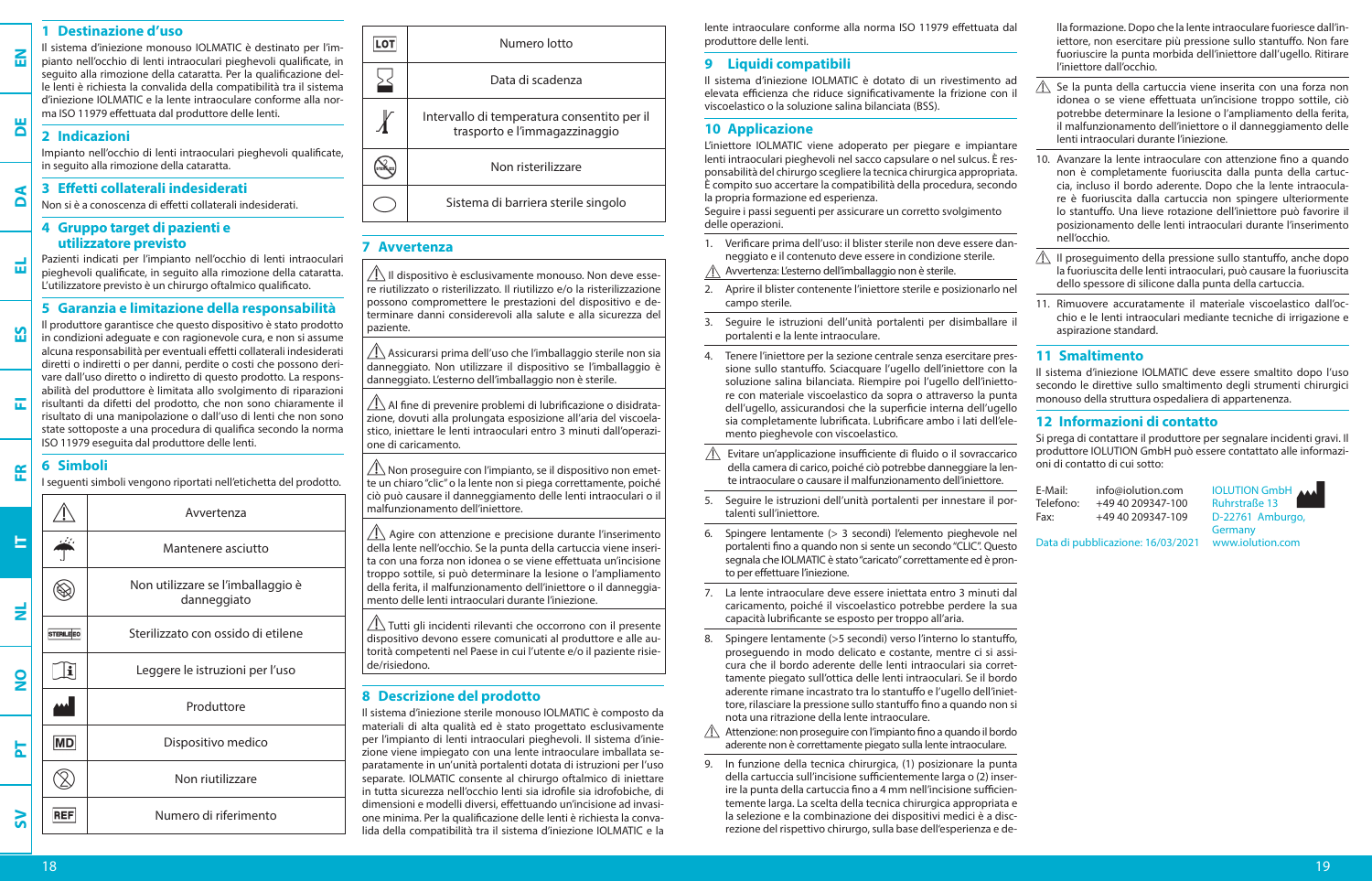## 1 Destinazione d'uso

Il sistema d'iniezione monouso IOLMATIC è destinato per l'impianto nell'occhio di lenti intraoculari pieghevoli qualificate, in seguito alla rimozione della cataratta. Per la qualificazione delle lenti è richiesta la convalida della compatibilità tra il sistema d'iniezione IOLMATIC e la lente intraoculare conforme alla norma ISO 11979 effettuata dal produttore delle lenti.

## 2 Indicazioni

Impianto nell'occhio di lenti intraoculari pieghevoli qualificate, in seguito alla rimozione della cataratta.

## 3 Effetti collaterali indesiderati

Non si è a conoscenza di effetti collaterali indesiderati.

## 4 Gruppo target di pazienti e utilizzatore previsto

Pazienti indicati per l'impianto nell'occhio di lenti intraoculari pieghevoli qualificate, in seguito alla rimozione della cataratta. L'utilizzatore previsto è un chirurgo oftalmico qualificato.

## 5 Garanzia e limitazione della responsabilità

Il produttore garantisce che questo dispositivo è stato prodotto in condizioni adeguate e con ragionevole cura, e non si assume alcuna responsabilità per eventuali effetti collaterali indesiderati diretti o indiretti o per danni, perdite o costi che possono derivare dall'uso diretto o indiretto di questo prodotto. La responsabilità del produttore è limitata allo svolgimento di riparazioni risultanti da difetti del prodotto, che non sono chiaramente il risultato di una manipolazione o dall'uso di lenti che non sono state sottoposte a una procedura di qualifica secondo la norma ISO 11979 eseguita dal produttore delle lenti.

## 6 Simboli

I seguenti simboli vengono riportati nell'etichetta del prodotto.

| Simbolo | Significato |
|---|---|
| ⚠ | Avvertenza |
| ☂ | Mantenere asciutto |
| ⊘ | Non utilizzare se l'imballaggio è danneggiato |
| STERILE EO | Sterilizzato con ossido di etilene |
| 🕮 i | Leggere le istruzioni per l'uso |
| 🏭 | Produttore |
| MD | Dispositivo medico |
| ⊗ | Non riutilizzare |
| REF | Numero di riferimento |
| LOT | Numero lotto |
| ⌛ | Data di scadenza |
| 🌡 | Intervallo di temperatura consentito per il trasporto e l'immagazzinaggio |
| ⊘ STERILIZE | Non risterilizzare |
| ◯ | Sistema di barriera sterile singolo |

## 7 Avvertenza

⚠ Il dispositivo è esclusivamente monouso. Non deve essere riutilizzato o risterilizzato. Il riutilizzo e/o la risterilizzazione possono compromettere le prestazioni del dispositivo e determinare danni considerevoli alla salute e alla sicurezza del paziente.

⚠ Assicurarsi prima dell'uso che l'imballaggio sterile non sia danneggiato. Non utilizzare il dispositivo se l'imballaggio è danneggiato. L'esterno dell'imballaggio non è sterile.

⚠ Al fine di prevenire problemi di lubrificazione o disidratazione, dovuti alla prolungata esposizione all'aria del viscoelastico, iniettare le lenti intraoculari entro 3 minuti dall'operazione di caricamento.

⚠ Non proseguire con l'impianto, se il dispositivo non emette un chiaro "clic" o la lente non si piega correttamente, poiché ciò può causare il danneggiamento delle lenti intraoculari o il malfunzionamento dell'iniettore.

⚠ Agire con attenzione e precisione durante l'inserimento della lente nell'occhio. Se la punta della cartuccia viene inserita con una forza non idonea o se viene effettuata un'incisione troppo sottile, si può determinare la lesione o l'ampliamento della ferita, il malfunzionamento dell'iniettore o il danneggiamento delle lenti intraoculari durante l'iniezione.

⚠ Tutti gli incidenti rilevanti che occorrono con il presente dispositivo devono essere comunicati al produttore e alle autorità competenti nel Paese in cui l'utente e/o il paziente risiede/risiedono.

## 8 Descrizione del prodotto

Il sistema d'iniezione sterile monouso IOLMATIC è composto da materiali di alta qualità ed è stato progettato esclusivamente per l'impianto di lenti intraoculari pieghevoli. Il sistema d'iniezione viene impiegato con una lente intraoculare imballata separatamente in un'unità portalenti dotata di istruzioni per l'uso separate. IOLMATIC consente al chirurgo oftalmico di iniettare in tutta sicurezza nell'occhio lenti sia idrofile sia idrofobiche, di dimensioni e modelli diversi, effettuando un'incisione ad invasione minima. Per la qualificazione delle lenti è richiesta la convalida della compatibilità tra il sistema d'iniezione IOLMATIC e la lente intraoculare conforme alla norma ISO 11979 effettuata dal produttore delle lenti.

## 9 Liquidi compatibili

Il sistema d'iniezione IOLMATIC è dotato di un rivestimento ad elevata efficienza che riduce significativamente la frizione con il viscoelastico o la soluzione salina bilanciata (BSS).

## 10 Applicazione

L'iniettore IOLMATIC viene adoperato per piegare e impiantare lenti intraoculari pieghevoli nel sacco capsulare o nel sulcus. È responsabilità del chirurgo scegliere la tecnica chirurgica appropriata. È compito suo accertare la compatibilità della procedura, secondo la propria formazione ed esperienza.

Seguire i passi seguenti per assicurare un corretto svolgimento delle operazioni.

1. Verificare prima dell'uso: il blister sterile non deve essere danneggiato e il contenuto deve essere in condizione sterile.

⚠ Avvertenza: L'esterno dell'imballaggio non è sterile.

2. Aprire il blister contenente l'iniettore sterile e posizionarlo nel campo sterile.
3. Seguire le istruzioni dell'unità portalenti per disimballare il portalenti e la lente intraoculare.
4. Tenere l'iniettore per la sezione centrale senza esercitare pressione sullo stantuffo. Sciacquare l'ugello dell'iniettore con la soluzione salina bilanciata. Riempire poi l'ugello dell'iniettore con materiale viscoelastico da sopra o attraverso la punta dell'ugello, assicurandosi che la superficie interna dell'ugello sia completamente lubrificata. Lubrificare ambo i lati dell'elemento pieghevole con viscoelastico.

⚠ Evitare un'applicazione insufficiente di fluido o il sovraccarico della camera di carico, poiché ciò potrebbe danneggiare la lente intraoculare o causare il malfunzionamento dell'iniettore.

5. Seguire le istruzioni dell'unità portalenti per innestare il portalenti sull'iniettore.
6. Spingere lentamente (> 3 secondi) l'elemento pieghevole nel portalenti fino a quando non si sente un secondo "CLIC". Questo segnala che IOLMATIC è stato "caricato" correttamente ed è pronto per effettuare l'iniezione.
7. La lente intraoculare deve essere iniettata entro 3 minuti dal caricamento, poiché il viscoelastico potrebbe perdere la sua capacità lubrificante se esposto per troppo all'aria.
8. Spingere lentamente (>5 secondi) verso l'interno lo stantuffo, proseguendo in modo delicato e costante, mentre ci si assicura che il bordo aderente delle lenti intraoculari sia correttamente piegato sull'ottica delle lenti intraoculari. Se il bordo aderente rimane incastrato tra lo stantuffo e l'ugello dell'iniettore, rilasciare la pressione sullo stantuffo fino a quando non si nota una ritrazione della lente intraoculare.

⚠ Attenzione: non proseguire con l'impianto fino a quando il bordo aderente non è correttamente piegato sulla lente intraoculare.

9. In funzione della tecnica chirurgica, (1) posizionare la punta della cartuccia sull'incisione sufficientemente larga o (2) inserire la punta della cartuccia fino a 4 mm nell'incisione sufficientemente larga. La scelta della tecnica chirurgica appropriata e la selezione e la combinazione dei dispositivi medici è a discrezione del rispettivo chirurgo, sulla base dell'esperienza e della formazione. Dopo che la lente intraoculare fuoriesce dall'iniettore, non esercitare più pressione sullo stantuffo. Non fare fuoriuscire la punta morbida dell'iniettore dall'ugello. Ritirare l'iniettore dall'occhio.

⚠ Se la punta della cartuccia viene inserita con una forza non idonea o se viene effettuata un'incisione troppo sottile, ciò potrebbe determinare la lesione o l'ampliamento della ferita, il malfunzionamento dell'iniettore o il danneggiamento delle lenti intraoculari durante l'iniezione.

10. Avanzare la lente intraoculare con attenzione fino a quando non è completamente fuoriuscita dalla punta della cartuccia, incluso il bordo aderente. Dopo che la lente intraoculare è fuoriuscita dalla cartuccia non spingere ulteriormente lo stantuffo. Una lieve rotazione dell'iniettore può favorire il posizionamento delle lenti intraoculari durante l'inserimento nell'occhio.

⚠ Il proseguimento della pressione sullo stantuffo, anche dopo la fuoriuscita delle lenti intraoculari, può causare la fuoriuscita dello spessore di silicone dalla punta della cartuccia.

11. Rimuovere accuratamente il materiale viscoelastico dall'occhio e le lenti intraoculari mediante tecniche di irrigazione e aspirazione standard.

## 11 Smaltimento

Il sistema d'iniezione IOLMATIC deve essere smaltito dopo l'uso secondo le direttive sullo smaltimento degli strumenti chirurgici monouso della struttura ospedaliera di appartenenza.

## 12 Informazioni di contatto

Si prega di contattare il produttore per segnalare incidenti gravi. Il produttore IOLUTION GmbH può essere contattato alle informazioni di contatto di cui sotto:

E-Mail: info@iolution.com
Telefono: +49 40 209347-100
Fax: +49 40 209347-109

IOLUTION GmbH
Ruhrstraße 13
D-22761 Amburgo, Germany
www.iolution.com

Data di pubblicazione: 16/03/2021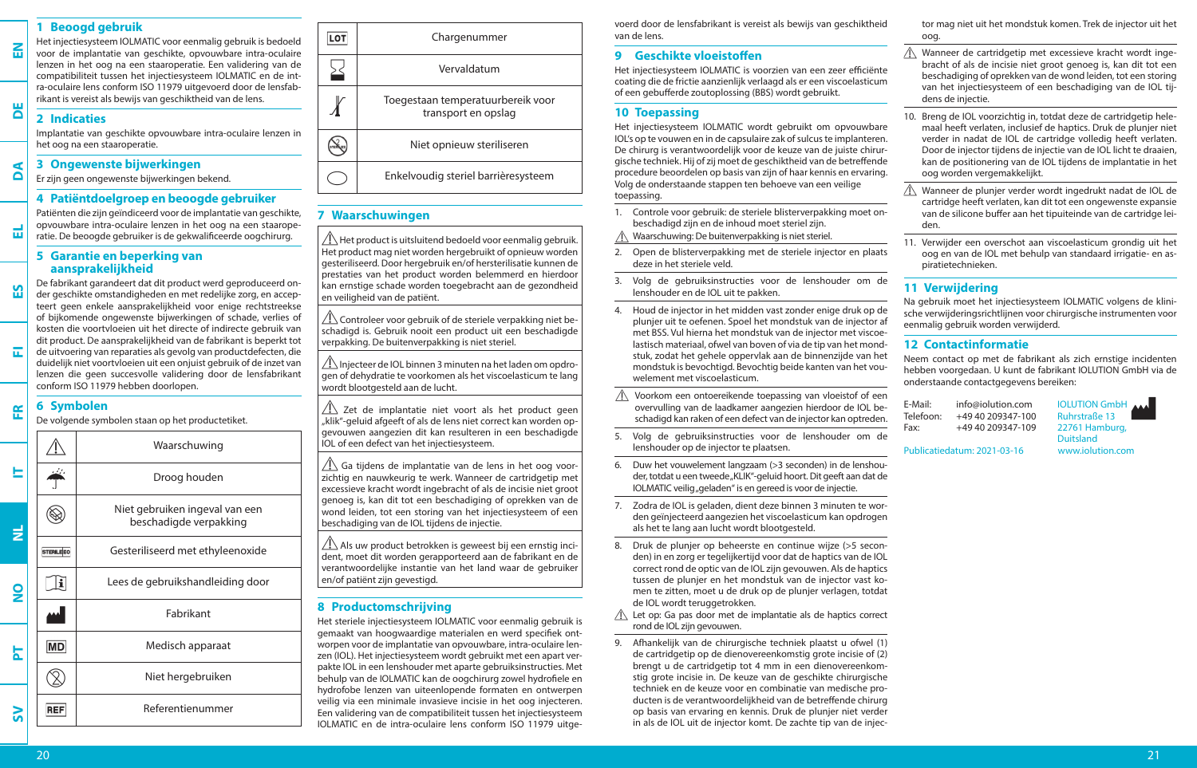## 1 Beoogd gebruik

Het injectiesysteem IOLMATIC voor eenmalig gebruik is bedoeld voor de implantatie van geschikte, opvouwbare intra-oculaire lenzen in het oog na een staaroperatie. Een validering van de compatibiliteit tussen het injectiesysteem IOLMATIC en de intra-oculaire lens conform ISO 11979 uitgevoerd door de lensfabrikant is vereist als bewijs van geschiktheid van de lens.

## 2 Indicaties

Implantatie van geschikte opvouwbare intra-oculaire lenzen in het oog na een staaroperatie.

## 3 Ongewenste bijwerkingen

Er zijn geen ongewenste bijwerkingen bekend.

## 4 Patiëntdoelgroep en beoogde gebruiker

Patiënten die zijn geïndiceerd voor de implantatie van geschikte, opvouwbare intra-oculaire lenzen in het oog na een staaroperatie. De beoogde gebruiker is de gekwalificeerde oogchirurg.

## 5 Garantie en beperking van aansprakelijkheid

De fabrikant garandeert dat dit product werd geproduceerd onder geschikte omstandigheden en met redelijke zorg, en accepteert geen enkele aansprakelijkheid voor enige rechtstreekse of bijkomende ongewenste bijwerkingen of schade, verlies of kosten die voortvloeien uit het directe of indirecte gebruik van dit product. De aansprakelijkheid van de fabrikant is beperkt tot de uitvoering van reparaties als gevolg van productdefecten, die duidelijk niet voortvloeien uit een onjuist gebruik of de inzet van lenzen die geen succesvolle validering door de lensfabrikant conform ISO 11979 hebben doorlopen.

## 6 Symbolen

De volgende symbolen staan op het productetiket.

| Symbool | Betekenis |
|---|---|
| ⚠ | Waarschuwing |
| ☂ | Droog houden |
| | Niet gebruiken ingeval van een beschadigde verpakking |
| STERILE EO | Gesteriliseerd met ethyleenoxide |
| | Lees de gebruikshandleiding door |
| | Fabrikant |
| MD | Medisch apparaat |
| | Niet hergebruiken |
| REF | Referentienummer |
| LOT | Chargenummer |
| | Vervaldatum |
| | Toegestaan temperatuurbereik voor transport en opslag |
| | Niet opnieuw steriliseren |
| | Enkelvoudig steriel barrièresysteem |

## 7 Waarschuwingen

⚠ Het product is uitsluitend bedoeld voor eenmalig gebruik. Het product mag niet worden hergebruikt of opnieuw worden gesteriliseerd. Door hergebruik en/of hersterilisatie kunnen de prestaties van het product worden belemmerd en hierdoor kan ernstige schade worden toegebracht aan de gezondheid en veiligheid van de patiënt.

⚠ Controleer voor gebruik of de steriele verpakking niet beschadigd is. Gebruik nooit een product uit een beschadigde verpakking. De buitenverpakking is niet steriel.

⚠ Injecteer de IOL binnen 3 minuten na het laden om opdrogen of dehydratie te voorkomen als het viscoelasticum te lang wordt blootgesteld aan de lucht.

⚠ Zet de implantatie niet voort als het product geen „klik"-geluid afgeeft of als de lens niet correct kan worden opgevouwen aangezien dit kan resulteren in een beschadigde IOL of een defect van het injectiesysteem.

⚠ Ga tijdens de implantatie van de lens in het oog voorzichtig en nauwkeurig te werk. Wanneer de cartridgetip met excessieve kracht wordt ingebracht of als de incisie niet groot genoeg is, kan dit tot een beschadiging of oprekken van de wond leiden, tot een storing van het injectiesysteem of een beschadiging van de IOL tijdens de injectie.

⚠ Als uw product betrokken is geweest bij een ernstig incident, moet dit worden gerapporteerd aan de fabrikant en de verantwoordelijke instantie van het land waar de gebruiker en/of patiënt zijn gevestigd.

## 8 Productomschrijving

Het steriele injectiesysteem IOLMATIC voor eenmalig gebruik is gemaakt van hoogwaardige materialen en werd specifiek ontworpen voor de implantatie van opvouwbare, intra-oculaire lenzen (IOL). Het injectiesysteem wordt gebruikt met een apart verpakte IOL in een lenshouder met aparte gebruiksinstructies. Met behulp van de IOLMATIC kan de oogchirurg zowel hydrofiele en hydrofobe lenzen van uiteenlopende formaten en ontwerpen veilig via een minimale invasieve incisie in het oog injecteren. Een validering van de compatibiliteit tussen het injectiesysteem IOLMATIC en de intra-oculaire lens conform ISO 11979 uitgevoerd door de lensfabrikant is vereist als bewijs van geschiktheid van de lens.

## 9 Geschikte vloeistoffen

Het injectiesysteem IOLMATIC is voorzien van een zeer efficiënte coating die de frictie aanzienlijk verlaagd als er een viscoelasticum of een gebufferde zoutoplossing (BBS) wordt gebruikt.

## 10 Toepassing

Het injectiesysteem IOLMATIC wordt gebruikt om opvouwbare IOL's op te vouwen en in de capsulaire zak of sulcus te implanteren. De chirurg is verantwoordelijk voor de keuze van de juiste chirurgische techniek. Hij of zij moet de geschiktheid van de betreffende procedure beoordelen op basis van zijn of haar kennis en ervaring. Volg de onderstaande stappen ten behoeve van een veilige toepassing.

1. Controle voor gebruik: de steriele blisterverpakking moet onbeschadigd zijn en de inhoud moet steriel zijn.

   ⚠ Waarschuwing: De buitenverpakking is niet steriel.

2. Open de blisterverpakking met de steriele injector en plaats deze in het steriele veld.
3. Volg de gebruiksinstructies voor de lenshouder om de lenshouder en de IOL uit te pakken.
4. Houd de injector in het midden vast zonder enige druk op de plunjer uit te oefenen. Spoel het mondstuk van de injector af met BSS. Vul hierna het mondstuk van de injector met viscoelastisch materiaal, ofwel van boven of via de tip van het mondstuk, zodat het gehele oppervlak aan de binnenzijde van het mondstuk is bevochtigd. Bevochtig beide kanten van het vouwelement met viscoelasticum.

   ⚠ Voorkom een ontoereikende toepassing van vloeistof of een overvulling van de laadkamer aangezien hierdoor de IOL beschadigd kan raken of een defect van de injector kan optreden.

5. Volg de gebruiksinstructies voor de lenshouder om de lenshouder op de injector te plaatsen.
6. Duw het vouwelement langzaam (>3 seconden) in de lenshouder, totdat u een tweede „KLIK"-geluid hoort. Dit geeft aan dat de IOLMATIC veilig „geladen" is en gereed is voor de injectie.
7. Zodra de IOL is geladen, dient deze binnen 3 minuten te worden geïnjecteerd aangezien het viscoelasticum kan opdrogen als het te lang aan lucht wordt blootgesteld.
8. Druk de plunjer op beheerste en continue wijze (>5 seconden) in en zorg er tegelijkertijd voor dat de haptics van de IOL correct rond de optic van de IOL zijn gevouwen. Als de haptics tussen de plunjer en het mondstuk van de injector vast komen te zitten, moet u de druk op de plunjer verlagen, totdat de IOL wordt teruggetrokken.

   ⚠ Let op: Ga pas door met de implantatie als de haptics correct rond de IOL zijn gevouwen.

9. Afhankelijk van de chirurgische techniek plaatst u ofwel (1) de cartridgetip op de dienovereenkomstig grote incisie of (2) brengt u de cartridgetip tot 4 mm in een dienovereenkomstig grote incisie in. De keuze van de geschikte chirurgische techniek en de keuze voor en combinatie van medische producten is de verantwoordelijkheid van de betreffende chirurg op basis van ervaring en kennis. Druk de plunjer niet verder in als de IOL uit de injector komt. De zachte tip van de injector mag niet uit het mondstuk komen. Trek de injector uit het oog.

   ⚠ Wanneer de cartridgetip met excessieve kracht wordt ingebracht of als de incisie niet groot genoeg is, kan dit tot een beschadiging of oprekken van de wond leiden, tot een storing van het injectiesysteem of een beschadiging van de IOL tijdens de injectie.

10. Breng de IOL voorzichtig in, totdat deze de cartridgetip helemaal heeft verlaten, inclusief de haptics. Druk de plunjer niet verder in nadat de IOL de cartridge volledig heeft verlaten. Door de injector tijdens de injectie van de IOL licht te draaien, kan de positionering van de IOL tijdens de implantatie in het oog worden vergemakkelijkt.

    ⚠ Wanneer de plunjer verder wordt ingedrukt nadat de IOL de cartridge heeft verlaten, kan dit tot een ongewenste expansie van de silicone buffer aan het tipuiteinde van de cartridge leiden.

11. Verwijder een overschot aan viscoelasticum grondig uit het oog en van de IOL met behulp van standaard irrigatie- en aspiratietechnieken.

## 11 Verwijdering

Na gebruik moet het injectiesysteem IOLMATIC volgens de klinische verwijderingsrichtlijnen voor chirurgische instrumenten voor eenmalig gebruik worden verwijderd.

## 12 Contactinformatie

Neem contact op met de fabrikant als zich ernstige incidenten hebben voorgedaan. U kunt de fabrikant IOLUTION GmbH via de onderstaande contactgegevens bereiken:

E-Mail: info@iolution.com
Telefoon: +49 40 209347-100
Fax: +49 40 209347-109

IOLUTION GmbH
Ruhrstraße 13
22761 Hamburg,
Duitsland
www.iolution.com

Publicatiedatum: 2021-03-16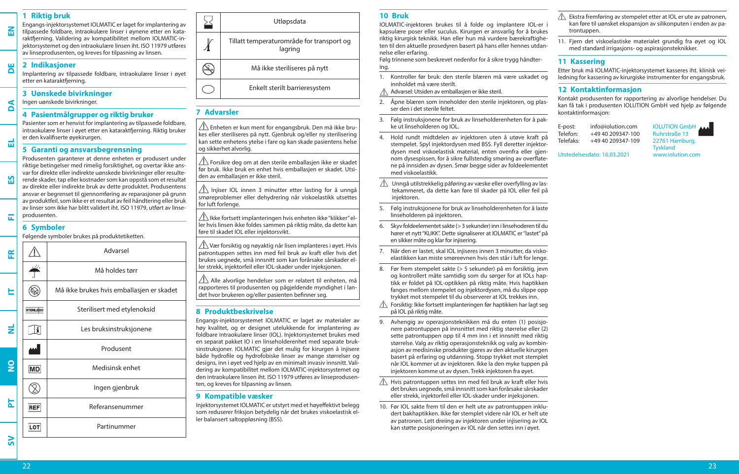## 1 Riktig bruk

Engangs-injektorsystemet IOLMATIC er laget for implantering av tilpassede foldbare, intraokulære linser i øynene etter en kataraktfjerning. Validering av kompatibilitet mellom IOLMATIC-injektorsystemet og den intraokulære linsen iht. ISO 11979 utføres av linseprodusenten, og kreves for tilpasning av linsen.

## 2 Indikasjoner

Implantering av tilpassede foldbare, intraokulære linser i øyet etter en kataraktfjerning.

## 3 Uønskede bivirkninger

Ingen uønskede bivirkninger.

## 4 Pasientmålgrupper og riktig bruker

Pasienter som er henvist for implantering av tilpassede foldbare, intraokulære linser i øyet etter en kataraktfjerning. Riktig bruker er den kvalifiserte øyekirurgen.

## 5 Garanti og ansvarsbegrensning

Produsenten garanterer at denne enheten er produsert under riktige betingelser med rimelig forsiktighet, og overtar ikke ansvar for direkte eller indirekte uønskede bivirkninger eller resulterende skader, tap eller kostnader som kan oppstå som et resultat av direkte eller indirekte bruk av dette produktet. Produsentens ansvar er begrenset til gjennomføring av reparasjoner på grunn av produktfeil, som ikke er et resultat av feil håndtering eller bruk av linser som ikke har blitt validert iht. ISO 11979, utført av linseprodusenten.

## 6 Symboler

Følgende symboler brukes på produktetiketten.

| Symbol | Betydning |
|---|---|
| ⚠ | Advarsel |
| ☂ | Må holdes tørr |
| ⊗ | Må ikke brukes hvis emballasjen er skadet |
| STERILE EO | Sterilisert med etylenoksid |
| i | Les bruksinstruksjonene |
| 🏭 | Produsent |
| MD | Medisinsk enhet |
| ⊗ | Ingen gjenbruk |
| REF | Referansenummer |
| LOT | Partinummer |
| ⌛ | Utløpsdata |
| 🌡 | Tillatt temperaturområde for transport og lagring |
| STERILIZE | Må ikke steriliseres på nytt |
| ◯ | Enkelt sterilt barrieresystem |

## 7 Advarsler

⚠ Enheten er kun ment for engangsbruk. Den må ikke brukes eller steriliseres på nytt. Gjenbruk og/eller ny sterilisering kan sette enhetens ytelse i fare og kan skade pasientens helse og sikkerhet alvorlig.

⚠ Forsikre deg om at den sterile emballasjen ikke er skadet før bruk. Ikke bruk en enhet hvis emballasjen er skadet. Utsiden av emballasjen er ikke steril.

⚠ Injiser IOL innen 3 minutter etter lasting for å unngå smøreproblemer eller dehydrering når viskoelastikk utsettes for luft forlenge.

⚠ Ikke fortsett implanteringen hvis enheten ikke "klikker" eller hvis linsen ikke foldes sammen på riktig måte, da dette kan føre til skadet IOL eller injektorsvikt.

⚠ Vær forsiktig og nøyaktig når linsen implanteres i øyet. Hvis patrontuppen settes inn med feil bruk av kraft eller hvis det brukes uegnede, små innsnitt som kan forårsake sårskader eller strekk, injektorfeil eller IOL-skader under injeksjonen.

⚠ Alle alvorlige hendelser som er relatert til enheten, må rapporteres til produsenten og pågjeldende myndighet i landet hvor brukeren og/eller pasienten befinner seg.

## 8 Produktbeskrivelse

Engangs-injektorsystemet IOLMATIC er laget av materialer av høy kvalitet, og er designet utelukkende for implantering av foldbare intraokulære linser (IOL). Injektorsystemet brukes med en separat pakket IO i en linseholderenhet med separate bruksinstruksjoner. IOLMATIC gjør det mulig for kirurgen å injisere både hydrofile og hydrofobiske linser av mange størrelser og designs, inn i øyet ved hjelp av en minimalt invasiv innsnitt. Validering av kompatibilitet mellom IOLMATIC-injektorsystemet og den intraokulære linsen iht. ISO 11979 utføres av linseprodusenten, og kreves for tilpasning av linsen.

## 9 Kompatible væsker

Injektorsystemet IOLMATIC er utstyrt med et høyeffektivt belegg som reduserer friksjon betydelig når det brukes viskoelastisk eller balansert saltoppløsning (BSS).

## 10 Bruk

IOLMATIC-injektoren brukes til å folde og implantere IOL-er i kapsulære poser eller suculus. Kirurgen er ansvarlig for å brukes riktig kirurgisk teknikk. Han eller hun må vurdere bærekraftigheten til den aktuelle prosedyren basert på hans eller hennes utdannelse eller erfaring.

Følg trinnene som beskrevet nedenfor for å sikre trygg håndtering.

1. Kontroller før bruk: den sterile blæren må være uskadet og innholdet må være sterilt.
   ⚠ Advarsel: Utsiden av emballasjen er ikke steril.
2. Åpne blæren som inneholder den sterile injektoren, og plasser den i det sterile feltet.
3. Følg instruksjonene for bruk av linseholderenheten for å pakke ut linseholderen og IOL.
4. Hold rundt midtdelen av injektoren uten å utøve kraft på stempelet. Spyl injektordysen med BSS. Fyll deretter injektordysen med viskoelastisk materiale, enten ovenfra eller gjennom dysespissen, for å sikre fullstendig smøring av overflatene på innsiden av dysen. Smør begge sider av foldeelementet med viskoelastikk.
   ⚠ Unngå utilstrekkelig påføring av væske eller overfylling av lastekammeret, da dette kan føre til skader på IOL eller feil på injektoren.
5. Følg instruksjonene for bruk av linseholderenheten for å laste linseholderen på injektoren.
6. Skyv foldeelementet sakte (> 3 sekunder) inn i linseholderen til du hører et nytt "KLIKK". Dette signaliserer at IOLMATIC er "lastet" på en sikker måte og klar for injisering.
7. Når den er lastet, skal IOL injiseres innen 3 minutter, da viskoelastikken kan miste smøreevnen hvis den står i luft for lenge.
8. Før frem stempelet sakte (> 5 sekunder) på en forsiktig, jevn og kontrollert måte samtidig som du sørger for at IOLs haptikk er foldet på IOL-optikken på riktig måte. Hvis haptikken fanges mellom stempelet og injektordysen, må du slippe opp trykket mot stempelet til du observerer at IOL trekkes inn.
   ⚠ Forsiktig: Ikke fortsett implanteringen før haptikken har lagt seg på IOL på riktig måte.
9. Avhengig av operasjonsteknikken må du enten (1) posisjonere patrontuppen på innsnittet med riktig størrelse eller (2) sette patrontuppen opp til 4 mm inn i et innsnitt med riktig størrelse. Valg av riktig operasjonsteknikk og valg av kombinasjon av medisinske produkter gjøres av den aktuelle kirurgen basert på erfaring og utdanning. Stopp trykket mot stempelet når IOL kommer ut av injektoren. Ikke la den myke tuppen på injektoren komme ut av dysen. Trekk injektoren fra øyet.
   ⚠ Hvis patrontuppen settes inn med feil bruk av kraft eller hvis det brukes uegnede, små innsnitt som kan forårsake sårskader eller strekk, injektorfeil eller IOL-skader under injeksjonen.
10. Før IOL sakte frem til den er helt ute av patrontuppen inkludert bakhaptikken. Ikke før stemplet videre når IOL er helt ute av patronen. Lett dreiing av injektoren under injisering av IOL kan støtte posisjoneringen av IOL når den settes inn i øyet.
   ⚠ Ekstra fremføring av stempelet etter at IOL er ute av patronen, kan føre til uønsket ekspansjon av silikonputen i enden av patrontuppen.
11. Fjern det viskoelastiske materialet grundig fra øyet og IOL med standard irrigasjons- og aspirasjonsteknikker.

## 11 Kassering

Etter bruk må IOLMATIC-injektorsystemet kasseres iht. klinisk veiledning for kassering av kirurgiske instrumenter for engangsbruk.

## 12 Kontaktinformasjon

Kontakt produsenten for rapportering av alvorlige hendelser. Du kan få tak i produsenten IOLUTION GmbH ved hjelp av følgende kontaktinformasjon:

E-post: info@iolution.com
Telefon: +49 40 209347-100
Telefaks: +49 40 209347-109

IOLUTION GmbH
Ruhrstraße 13
22761 Hamburg,
Tyskland
www.iolution.com

Utstedelsesdato: 16.03.2021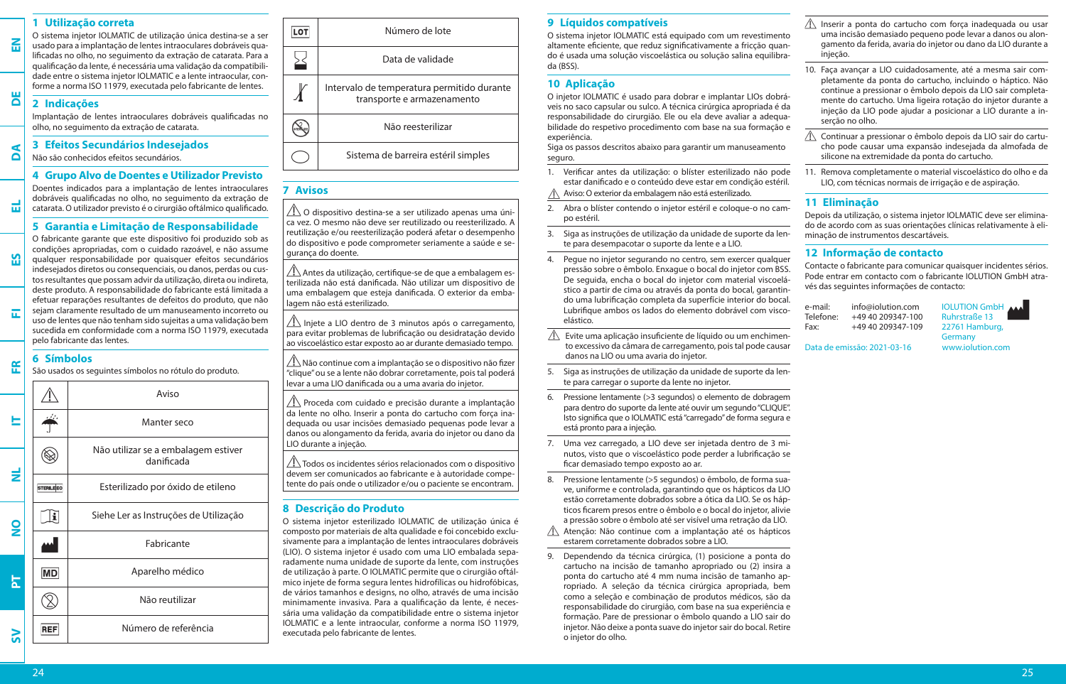## 1 Utilização correta

O sistema injetor IOLMATIC de utilização única destina-se a ser usado para a implantação de lentes intraoculares dobráveis qualificadas no olho, no seguimento da extração de catarata. Para a qualificação da lente, é necessária uma validação da compatibilidade entre o sistema injetor IOLMATIC e a lente intraocular, conforme a norma ISO 11979, executada pelo fabricante de lentes.

## 2 Indicações

Implantação de lentes intraoculares dobráveis qualificadas no olho, no seguimento da extração de catarata.

## 3 Efeitos Secundários Indesejados

Não são conhecidos efeitos secundários.

## 4 Grupo Alvo de Doentes e Utilizador Previsto

Doentes indicados para a implantação de lentes intraoculares dobráveis qualificadas no olho, no seguimento da extração de catarata. O utilizador previsto é o cirurgião oftálmico qualificado.

## 5 Garantia e Limitação de Responsabilidade

O fabricante garante que este dispositivo foi produzido sob as condições apropriadas, com o cuidado razoável, e não assume qualquer responsabilidade por quaisquer efeitos secundários indesejados diretos ou consequenciais, ou danos, perdas ou custos resultantes que possam advir da utilização, direta ou indireta, deste produto. A responsabilidade do fabricante está limitada a efetuar reparações resultantes de defeitos do produto, que não sejam claramente resultado de um manuseamento incorreto ou uso de lentes que não tenham sido sujeitas a uma validação bem sucedida em conformidade com a norma ISO 11979, executada pelo fabricante das lentes.

## 6 Símbolos

São usados os seguintes símbolos no rótulo do produto.

| Símbolo | Significado |
|---|---|
| ⚠ | Aviso |
| ☂ | Manter seco |
| ⊗ | Não utilizar se a embalagem estiver danificada |
| STERILE EO | Esterilizado por óxido de etileno |
| i | Siehe Ler as Instruções de Utilização |
| 🏭 | Fabricante |
| MD | Aparelho médico |
| ⊗ | Não reutilizar |
| REF | Número de referência |
| LOT | Número de lote |
| ⌛ | Data de validade |
| 🌡 | Intervalo de temperatura permitido durante transporte e armazenamento |
| ⊗ | Não reesterilizar |
| ⬭ | Sistema de barreira estéril simples |

## 7 Avisos

⚠ O dispositivo destina-se a ser utilizado apenas uma única vez. O mesmo não deve ser reutilizado ou reesterilizado. A reutilização e/ou reesterilização poderá afetar o desempenho do dispositivo e pode comprometer seriamente a saúde e segurança do doente.

⚠ Antes da utilização, certifique-se de que a embalagem esterilizada não está danificada. Não utilizar um dispositivo de uma embalagem que esteja danificada. O exterior da embalagem não está esterilizado.

⚠ Injete a LIO dentro de 3 minutos após o carregamento, para evitar problemas de lubrificação ou desidratação devido ao viscoelástico estar exposto ao ar durante demasiado tempo.

⚠ Não continue com a implantação se o dispositivo não fizer "clique" ou se a lente não dobrar corretamente, pois tal poderá levar a uma LIO danificada ou a uma avaria do injetor.

⚠ Proceda com cuidado e precisão durante a implantação da lente no olho. Inserir a ponta do cartucho com força inadequada ou usar incisões demasiado pequenas pode levar a danos ou alongamento da ferida, avaria do injetor ou dano da LIO durante a injeção.

⚠ Todos os incidentes sérios relacionados com o dispositivo devem ser comunicados ao fabricante e à autoridade competente do país onde o utilizador e/ou o paciente se encontram.

## 8 Descrição do Produto

O sistema injetor esterilizado IOLMATIC de utilização única é composto por materiais de alta qualidade e foi concebido exclusivamente para a implantação de lentes intraoculares dobráveis (LIO). O sistema injetor é usado com uma LIO embalada separadamente numa unidade de suporte da lente, com instruções de utilização à parte. O IOLMATIC permite que o cirurgião oftálmico injete de forma segura lentes hidrofílicas ou hidrofóbicas, de vários tamanhos e designs, no olho, através de uma incisão minimamente invasiva. Para a qualificação da lente, é necessária uma validação da compatibilidade entre o sistema injetor IOLMATIC e a lente intraocular, conforme a norma ISO 11979, executada pelo fabricante de lentes.

## 9 Líquidos compatíveis

O sistema injetor IOLMATIC está equipado com um revestimento altamente eficiente, que reduz significativamente a fricção quando é usada uma solução viscoelástica ou solução salina equilibrada (BSS).

## 10 Aplicação

O injetor IOLMATIC é usado para dobrar e implantar LIOs dobráveis no saco capsular ou sulco. A técnica cirúrgica apropriada é da responsabilidade do cirurgião. Ele ou ela deve avaliar a adequabilidade do respetivo procedimento com base na sua formação e experiência.

Siga os passos descritos abaixo para garantir um manuseamento seguro.

1. Verificar antes da utilização: o blíster esterilizado não pode estar danificado e o conteúdo deve estar em condição estéril.

   ⚠ Aviso: O exterior da embalagem não está esterilizado.

2. Abra o blíster contendo o injetor estéril e coloque-o no campo estéril.
3. Siga as instruções de utilização da unidade de suporte da lente para desempacotar o suporte da lente e a LIO.
4. Pegue no injetor segurando no centro, sem exercer qualquer pressão sobre o êmbolo. Enxague o bocal do injetor com BSS. De seguida, encha o bocal do injetor com material viscoelástico a partir de cima ou através da ponta do bocal, garantindo uma lubrificação completa da superfície interior do bocal. Lubrifique ambos os lados do elemento dobrável com viscoelástico.

   ⚠ Evite uma aplicação insuficiente de líquido ou um enchimento excessivo da câmara de carregamento, pois tal pode causar danos na LIO ou uma avaria do injetor.

5. Siga as instruções de utilização da unidade de suporte da lente para carregar o suporte da lente no injetor.
6. Pressione lentamente (>3 segundos) o elemento de dobragem para dentro do suporte da lente até ouvir um segundo "CLIQUE". Isto significa que o IOLMATIC está "carregado" de forma segura e está pronto para a injeção.
7. Uma vez carregado, a LIO deve ser injetada dentro de 3 minutos, visto que o viscoelástico pode perder a lubrificação se ficar demasiado tempo exposto ao ar.
8. Pressione lentamente (>5 segundos) o êmbolo, de forma suave, uniforme e controlada, garantindo que os hápticos da LIO estão corretamente dobrados sobre a ótica da LIO. Se os hápticos ficarem presos entre o êmbolo e o bocal do injetor, alivie a pressão sobre o êmbolo até ser visível uma retração da LIO.

   ⚠ Atenção: Não continue com a implantação até os hápticos estarem corretamente dobrados sobre a LIO.

9. Dependendo da técnica cirúrgica, (1) posicione a ponta do cartucho na incisão de tamanho apropriado ou (2) insira a ponta do cartucho até 4 mm numa incisão de tamanho apropriado. A seleção da técnica cirúrgica apropriada, bem como a seleção e combinação de produtos médicos, são da responsabilidade do cirurgião, com base na sua experiência e formação. Pare de pressionar o êmbolo quando a LIO sair do injetor. Não deixe a ponta suave do injetor sair do bocal. Retire o injetor do olho.

   ⚠ Inserir a ponta do cartucho com força inadequada ou usar uma incisão demasiado pequeno pode levar a danos ou alongamento da ferida, avaria do injetor ou dano da LIO durante a injeção.

10. Faça avançar a LIO cuidadosamente, até a mesma sair completamente da ponta do cartucho, incluindo o háptico. Não continue a pressionar o êmbolo depois da LIO sair completamente do cartucho. Uma ligeira rotação do injetor durante a injeção da LIO pode ajudar a posicionar a LIO durante a inserção no olho.

    ⚠ Continuar a pressionar o êmbolo depois da LIO sair do cartucho pode causar uma expansão indesejada da almofada de silicone na extremidade da ponta do cartucho.

11. Remova completamente o material viscoelástico do olho e da LIO, com técnicas normais de irrigação e de aspiração.

## 11 Eliminação

Depois da utilização, o sistema injetor IOLMATIC deve ser eliminado de acordo com as suas orientações clínicas relativamente à eliminação de instrumentos descartáveis.

## 12 Informação de contacto

Contacte o fabricante para comunicar quaisquer incidentes sérios. Pode entrar em contacto com o fabricante IOLUTION GmbH através das seguintes informações de contacto:

e-mail: info@iolution.com
Telefone: +49 40 209347-100
Fax: +49 40 209347-109

IOLUTION GmbH
Ruhrstraße 13
22761 Hamburg,
Germany
www.iolution.com

Data de emissão: 2021-03-16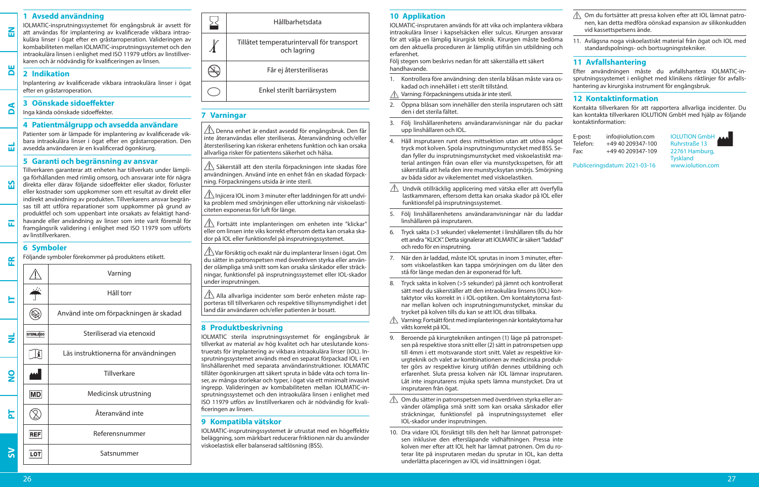## 1 Avsedd användning

IOLMATIC-insprutningssystemet för engångsbruk är avsett för att användas för implantering av kvalificerade vikbara intraokulära linser i ögat efter en gråstarroperation. Valideringen av kombinabiliteten mellan IOLMATIC-insprutningssystemet och den intraokulära linsen i enlighet med ISO 11979 utförs av linstillverkaren och är nödvändig för kvalificeringen av linsen.

## 2 Indikation

Inplantering av kvalificerade vikbara intraokulära linser i ögat efter en gråstarroperation.

## 3 Oönskade sidoeffekter

Inga kända oönskade sidoeffekter.

## 4 Patientmålgrupp och avsedda användare

Patienter som är lämpade för implantering av kvalificerade vikbara intraokulära linser i ögat efter en gråstarroperation. Den avsedda användaren är en kvalificerad ögonkirurg.

## 5 Garanti och begränsning av ansvar

Tillverkaren garanterar att enheten har tillverkats under lämpliga förhållanden med rimlig omsorg, och ansvarar inte för några direkta eller därav följande sidoeffekter eller skador, förluster eller kostnader som uppkommer som ett resultat av direkt eller indirekt användning av produkten. Tillverkarens ansvar begränsas till att utföra reparationer som uppkommer på grund av produktfel och som uppenbart inte orsakats av felaktigt handhavande eller användning av linser som inte varit föremål för framgångsrik validering i enlighet med ISO 11979 som utförs av linstillverkaren.

## 6 Symboler

Följande symboler förekommer på produktens etikett.

| Symbol | Betydelse |
|---|---|
| ⚠ | Varning |
| | Håll torr |
| | Använd inte om förpackningen är skadad |
| STERILE EO | Steriliserad via etenoxid |
| | Läs instruktionerna för användningen |
| | Tillverkare |
| MD | Medicinsk utrustning |
| | Återanvänd inte |
| REF | Referensnummer |
| LOT | Satsnummer |
| | Hållbarhetsdata |
| | Tillåtet temperaturintervall för transport och lagring |
| | Får ej återsteriliseras |
| | Enkel sterilt barriärsystem |

## 7 Varningar

⚠ Denna enhet är endast avsedd för engångsbruk. Den får inte återanvändas eller steriliseras. Återanvändning och/eller återsterilisering kan riskera enhetens funktion och kan orsaka allvarliga risker för patientens säkerhet och hälsa.

⚠ Säkerställ att den sterila förpackningen inte skadas före användningen. Använd inte en enhet från en skadad förpackning. Förpackningens utsida är inte steril.

⚠ Injicera IOL inom 3 minuter efter laddningen för att undvika problem med smörjningen eller uttorkning när viskoelasticiteten exponeras för luft för länge.

⚠ Fortsätt inte implanteringen om enheten inte "klickar" eller om linsen inte viks korrekt eftersom detta kan orsaka skador på IOL eller funktionsfel på insprutningssystemet.

⚠ Var försiktig och exakt när du implanterar linsen i ögat. Om du sätter in patronspetsen med överdriven styrka eller använder olämpliga små snitt som kan orsaka sårskador eller sträckningar, funktionsfel på insprutningssystemet eller IOL-skador under insprutningen.

⚠ Alla allvarliga incidenter som berör enheten måste rapporteras till tillverkaren och respektive tillsynsmyndighet i det land där användaren och/eller patienten är bosatt.

## 8 Produktbeskrivning

IOLMATIC sterila insprutningssystemet för engångsbruk är tillverkat av material av hög kvalitet och har uteslutande konstruerats för implantering av vikbara intraokulära linser (IOL). Insprutningssystemet används med en separat förpackad IOL i en linshållarenhet med separata användarinstruktioner. IOLMATIC tillåter ögonkirurgen att säkert spruta in både våta och torra linser, av många storlekar och typer, i ögat via ett minimalt invasivt ingrepp. Valideringen av kombinabiliteten mellan IOLMATIC-insprutningssystemet och den intraokulära linsen i enlighet med ISO 11979 utförs av linstillverkaren och är nödvändig för kvalificeringen av linsen.

## 9 Kompatibla vätskor

IOLMATIC-insprutningssystemet är utrustat med en högeffektiv beläggning, som märkbart reducerar friktionen när du använder viskoelastisk eller balanserad saltlösning (BSS).

## 10 Applikation

IOLMATIC-insprutaren används för att vika och implantera vikbara intraokulära linser i kapselsäcken eller sulcus. Kirurgen ansvarar för att välja en lämplig kirurgisk teknik. Kirurgen måste bedöma om den aktuella proceduren är lämplig utifrån sin utbildning och erfarenhet.

Följ stegen som beskrivs nedan för att säkerställa ett säkert handhavande.

1. Kontrollera före användning: den sterila blåsan måste vara oskadad och innehållet i ett sterilt tillstånd.

⚠ Varning: Förpackningens utsida är inte steril.

2. Öppna blåsan som innehåller den sterila insprutaren och sätt den i det sterila fältet.
3. Följ linshållarenhetens användaranvisningar när du packar upp linshållaren och IOL.
4. Håll insprutaren runt dess mittsektion utan att utöva något tryck mot kolven. Spola insprutningsmunstycket med BSS. Sedan fyller du insprutningsmunstycket med viskoelastiskt material antingen från ovan eller via munstycksspetsen, för att säkerställa att hela den inre munstyckskytan smörjs. Smörjning av båda sidor av vikelementet med viskoelastiken.

⚠ Undvik otillräcklig applicering med vätska eller att överfylla lastkammaren, eftersom detta kan orsaka skador på IOL eller funktionsfel på insprutningssystemet.

5. Följ linshållarenhetens användaranvisningar när du laddar linshållaren på insprutaren.
6. Tryck sakta (>3 sekunder) vikelementet i linshållaren tills du hör ett andra "KLICK". Detta signalerar att IOLMATIC är säkert "laddad" och redo för en insprutning.
7. När den är laddad, måste IOL sprutas in inom 3 minuter, eftersom viskoelastiken kan tappa smörjningen om du låter den stå för länge medan den är exponerad för luft.
8. Tryck sakta in kolven (>5 sekunder) på jämnt och kontrollerat sätt med du säkerställer att den intraokulära linsens (IOL) kontaktytor viks korrekt i IOL-optiken. Om kontaktytorna fastnar mellan kolven och insprutningsmunstycket, minskar du trycket på kolven tills du kan se att IOL dras tillbaka.

⚠ Varning: Fortsätt först med implanteringen när kontaktytorna har vikts korrekt på IOL.

9. Beroende på kirurgtekniken antingen (1) läge på patronspetsen på respektive stora snitt eller (2) sätt in patronspetsen upp till 4mm i ett motsvarande stort snitt. Valet av respektive kirurgteknik och valet av kombinationen av medicinska produkter görs av respektive kirurg utifrån dennes utbildning och erfarenhet. Sluta pressa kolven när IOL lämnar insprutaren. Låt inte insprutarens mjuka spets lämna munstycket. Dra ut insprutaren från ögat.

⚠ Om du sätter in patronspetsen med överdriven styrka eller använder olämpliga små snitt som kan orsaka sårskador eller sträckningar, funktionsfel på insprutningssystemet eller IOL-skador under insprutningen.

10. Dra vidare IOL försiktigt tills den helt har lämnat patronspetsen inklusive den eftersläpande vidhäftningen. Pressa inte kolven mer efter att IOL helt har lämnat patronen. Om du roterar lite på insprutaren medan du sprutar in IOL, kan detta underlätta placeringen av IOL vid insättningen i ögat.

⚠ Om du fortsätter att pressa kolven efter att IOL lämnat patronen, kan detta medföra oönskad expansion av silikonkudden vid kassettspetsens ände.

11. Avlägsna noga viskoelastiskt material från ögat och IOL med standardspolnings- och bortsugningstekniker.

## 11 Avfallshantering

Efter användningen måste du avfallshantera IOLMATIC-insprutningssystemet i enlighet med klinikens riktlinjer för avfallshantering av kirurgiska instrument för engångsbruk.

## 12 Kontaktinformation

Kontakta tillverkaren för att rapportera allvarliga incidenter. Du kan kontakta tillverkaren IOLUTION GmbH med hjälp av följande kontaktinformation:

E-post: info@iolution.com
Telefon: +49 40 209347-100
Fax: +49 40 209347-109

IOLUTION GmbH
Ruhrstraße 13
22761 Hamburg,
Tyskland
www.iolution.com

Publiceringsdatum: 2021-03-16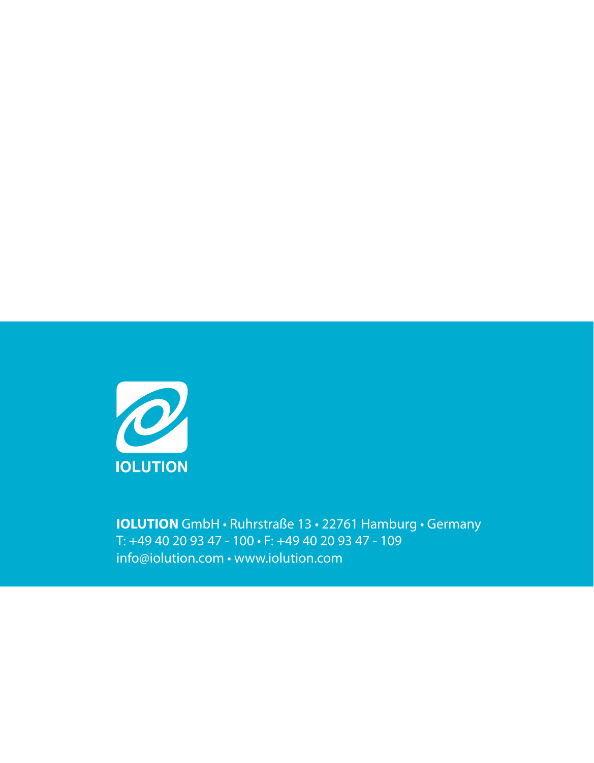IOLUTION

**IOLUTION** GmbH • Ruhrstraße 13 • 22761 Hamburg • Germany
T: +49 40 20 93 47 - 100 • F: +49 40 20 93 47 - 109
info@iolution.com • www.iolution.com